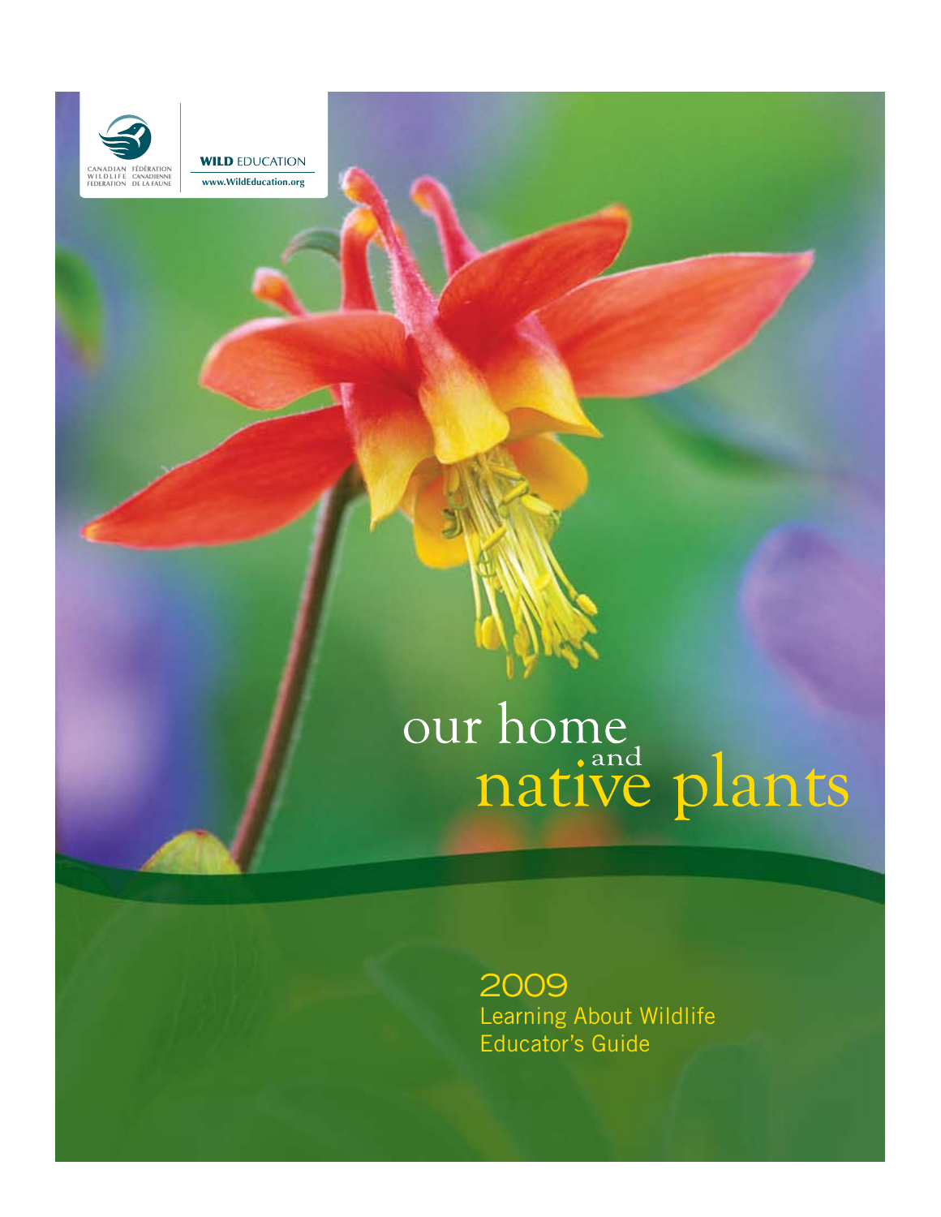CANADIAN WILDLIFE FEDERATION
FÉDÉRATION CANADIENNE DE LA FAUNE

**WILD** EDUCATION
www.WildEducation.org

# our home and native plants

2009
Learning About Wildlife
Educator's Guide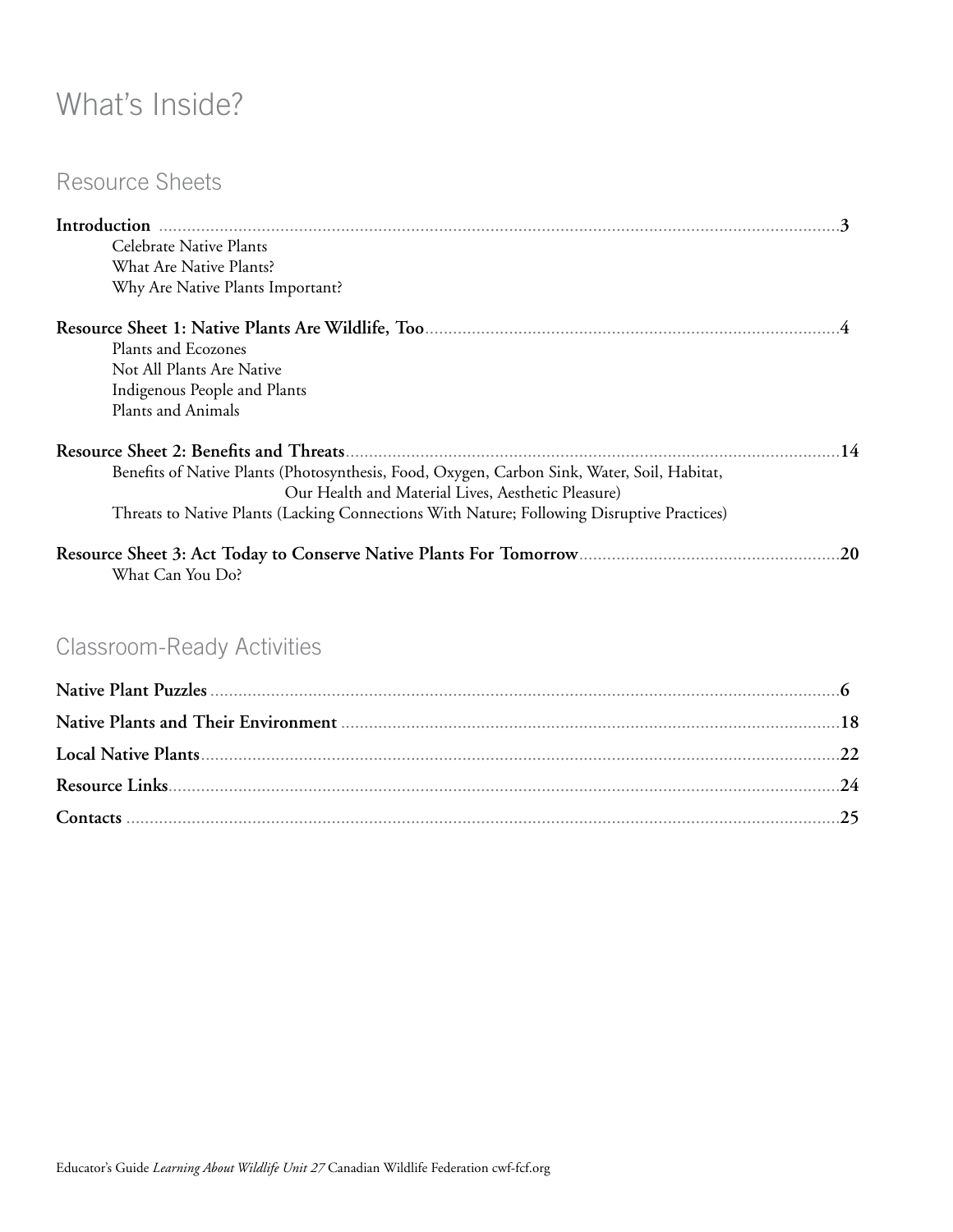# What's Inside?

## Resource Sheets

**Introduction** .................................................................................................................................3

Celebrate Native Plants
What Are Native Plants?
Why Are Native Plants Important?

**Resource Sheet 1: Native Plants Are Wildlife, Too**..........................................................................................4

Plants and Ecozones
Not All Plants Are Native
Indigenous People and Plants
Plants and Animals

**Resource Sheet 2: Benefits and Threats**..........................................................................................................14

Benefits of Native Plants (Photosynthesis, Food, Oxygen, Carbon Sink, Water, Soil, Habitat, Our Health and Material Lives, Aesthetic Pleasure)
Threats to Native Plants (Lacking Connections With Nature; Following Disruptive Practices)

**Resource Sheet 3: Act Today to Conserve Native Plants For Tomorrow**........................................................**20**

What Can You Do?

## Classroom-Ready Activities

**Native Plant Puzzles** .......................................................................................................................................**6**

**Native Plants and Their Environment** ..........................................................................................................**18**

**Local Native Plants**.........................................................................................................................................**22**

**Resource Links**................................................................................................................................................**24**

**Contacts** ........................................................................................................................................................**25**

Educator's Guide *Learning About Wildlife Unit 27* Canadian Wildlife Federation cwf-fcf.org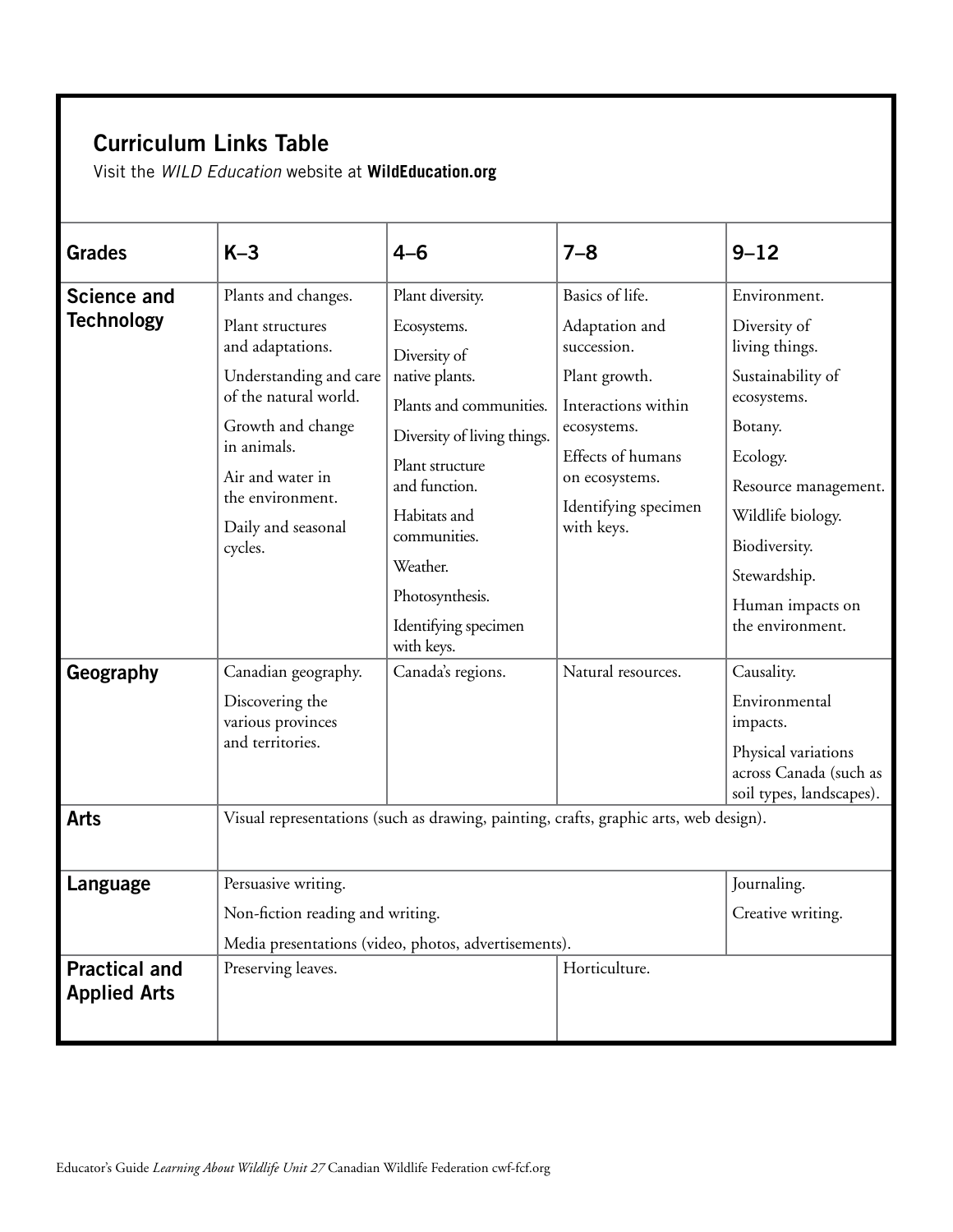## Curriculum Links Table

Visit the *WILD Education* website at **WildEducation.org**

| Grades | K–3 | 4–6 | 7–8 | 9–12 |
|---|---|---|---|---|
| **Science and Technology** | Plants and changes.<br>Plant structures and adaptations.<br>Understanding and care of the natural world.<br>Growth and change in animals.<br>Air and water in the environment.<br>Daily and seasonal cycles. | Plant diversity.<br>Ecosystems.<br>Diversity of native plants.<br>Plants and communities.<br>Diversity of living things.<br>Plant structure and function.<br>Habitats and communities.<br>Weather.<br>Photosynthesis.<br>Identifying specimen with keys. | Basics of life.<br>Adaptation and succession.<br>Plant growth.<br>Interactions within ecosystems.<br>Effects of humans on ecosystems.<br>Identifying specimen with keys. | Environment.<br>Diversity of living things.<br>Sustainability of ecosystems.<br>Botany.<br>Ecology.<br>Resource management.<br>Wildlife biology.<br>Biodiversity.<br>Stewardship.<br>Human impacts on the environment. |
| **Geography** | Canadian geography.<br>Discovering the various provinces and territories. | Canada's regions. | Natural resources. | Causality.<br>Environmental impacts.<br>Physical variations across Canada (such as soil types, landscapes). |
| **Arts** | Visual representations (such as drawing, painting, crafts, graphic arts, web design). | | | |
| **Language** | Persuasive writing.<br>Non-fiction reading and writing.<br>Media presentations (video, photos, advertisements). | | | Journaling.<br>Creative writing. |
| **Practical and Applied Arts** | Preserving leaves. | | Horticulture. | |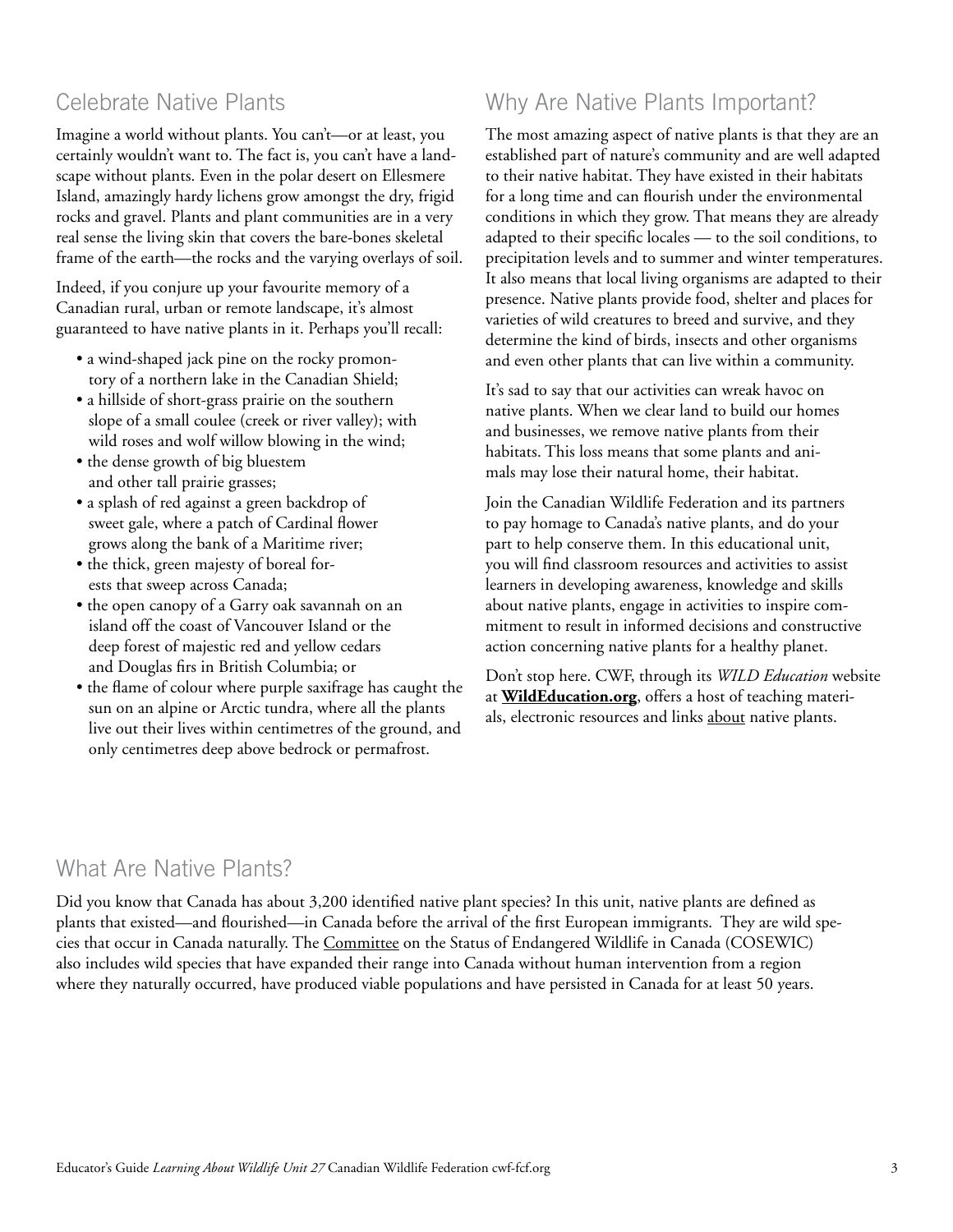## Celebrate Native Plants

Imagine a world without plants. You can't—or at least, you certainly wouldn't want to. The fact is, you can't have a landscape without plants. Even in the polar desert on Ellesmere Island, amazingly hardy lichens grow amongst the dry, frigid rocks and gravel. Plants and plant communities are in a very real sense the living skin that covers the bare-bones skeletal frame of the earth—the rocks and the varying overlays of soil.

Indeed, if you conjure up your favourite memory of a Canadian rural, urban or remote landscape, it's almost guaranteed to have native plants in it. Perhaps you'll recall:

- a wind-shaped jack pine on the rocky promontory of a northern lake in the Canadian Shield;
- a hillside of short-grass prairie on the southern slope of a small coulee (creek or river valley); with wild roses and wolf willow blowing in the wind;
- the dense growth of big bluestem and other tall prairie grasses;
- a splash of red against a green backdrop of sweet gale, where a patch of Cardinal flower grows along the bank of a Maritime river;
- the thick, green majesty of boreal forests that sweep across Canada;
- the open canopy of a Garry oak savannah on an island off the coast of Vancouver Island or the deep forest of majestic red and yellow cedars and Douglas firs in British Columbia; or
- the flame of colour where purple saxifrage has caught the sun on an alpine or Arctic tundra, where all the plants live out their lives within centimetres of the ground, and only centimetres deep above bedrock or permafrost.

## Why Are Native Plants Important?

The most amazing aspect of native plants is that they are an established part of nature's community and are well adapted to their native habitat. They have existed in their habitats for a long time and can flourish under the environmental conditions in which they grow. That means they are already adapted to their specific locales — to the soil conditions, to precipitation levels and to summer and winter temperatures. It also means that local living organisms are adapted to their presence. Native plants provide food, shelter and places for varieties of wild creatures to breed and survive, and they determine the kind of birds, insects and other organisms and even other plants that can live within a community.

It's sad to say that our activities can wreak havoc on native plants. When we clear land to build our homes and businesses, we remove native plants from their habitats. This loss means that some plants and animals may lose their natural home, their habitat.

Join the Canadian Wildlife Federation and its partners to pay homage to Canada's native plants, and do your part to help conserve them. In this educational unit, you will find classroom resources and activities to assist learners in developing awareness, knowledge and skills about native plants, engage in activities to inspire commitment to result in informed decisions and constructive action concerning native plants for a healthy planet.

Don't stop here. CWF, through its *WILD Education* website at **WildEducation.org**, offers a host of teaching materials, electronic resources and links about native plants.

## What Are Native Plants?

Did you know that Canada has about 3,200 identified native plant species? In this unit, native plants are defined as plants that existed—and flourished—in Canada before the arrival of the first European immigrants. They are wild species that occur in Canada naturally. The Committee on the Status of Endangered Wildlife in Canada (COSEWIC) also includes wild species that have expanded their range into Canada without human intervention from a region where they naturally occurred, have produced viable populations and have persisted in Canada for at least 50 years.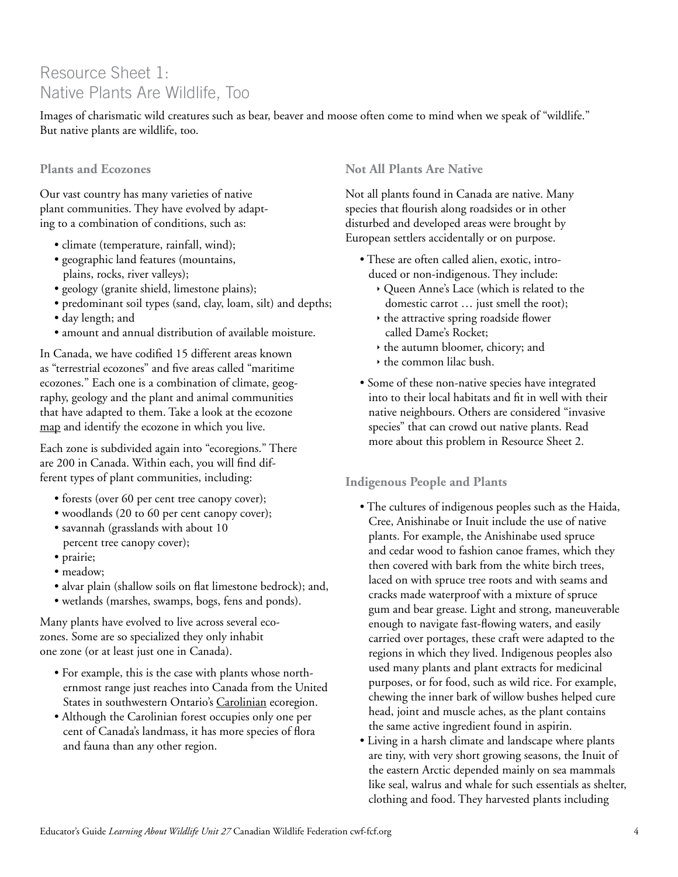# Resource Sheet 1: Native Plants Are Wildlife, Too

Images of charismatic wild creatures such as bear, beaver and moose often come to mind when we speak of "wildlife." But native plants are wildlife, too.

### Plants and Ecozones

Our vast country has many varieties of native plant communities. They have evolved by adapting to a combination of conditions, such as:

- climate (temperature, rainfall, wind);
- geographic land features (mountains, plains, rocks, river valleys);
- geology (granite shield, limestone plains);
- predominant soil types (sand, clay, loam, silt) and depths;
- day length; and
- amount and annual distribution of available moisture.

In Canada, we have codified 15 different areas known as "terrestrial ecozones" and five areas called "maritime ecozones." Each one is a combination of climate, geography, geology and the plant and animal communities that have adapted to them. Take a look at the ecozone map and identify the ecozone in which you live.

Each zone is subdivided again into "ecoregions." There are 200 in Canada. Within each, you will find different types of plant communities, including:

- forests (over 60 per cent tree canopy cover);
- woodlands (20 to 60 per cent canopy cover);
- savannah (grasslands with about 10 percent tree canopy cover);
- prairie;
- meadow;
- alvar plain (shallow soils on flat limestone bedrock); and,
- wetlands (marshes, swamps, bogs, fens and ponds).

Many plants have evolved to live across several ecozones. Some are so specialized they only inhabit one zone (or at least just one in Canada).

- For example, this is the case with plants whose northernmost range just reaches into Canada from the United States in southwestern Ontario's Carolinian ecoregion.
- Although the Carolinian forest occupies only one per cent of Canada's landmass, it has more species of flora and fauna than any other region.

### Not All Plants Are Native

Not all plants found in Canada are native. Many species that flourish along roadsides or in other disturbed and developed areas were brought by European settlers accidentally or on purpose.

- These are often called alien, exotic, introduced or non-indigenous. They include:
  - Queen Anne's Lace (which is related to the domestic carrot … just smell the root);
  - the attractive spring roadside flower called Dame's Rocket;
  - the autumn bloomer, chicory; and
  - the common lilac bush.
- Some of these non-native species have integrated into to their local habitats and fit in well with their native neighbours. Others are considered "invasive species" that can crowd out native plants. Read more about this problem in Resource Sheet 2.

### Indigenous People and Plants

- The cultures of indigenous peoples such as the Haida, Cree, Anishinabe or Inuit include the use of native plants. For example, the Anishinabe used spruce and cedar wood to fashion canoe frames, which they then covered with bark from the white birch trees, laced on with spruce tree roots and with seams and cracks made waterproof with a mixture of spruce gum and bear grease. Light and strong, maneuverable enough to navigate fast-flowing waters, and easily carried over portages, these craft were adapted to the regions in which they lived. Indigenous peoples also used many plants and plant extracts for medicinal purposes, or for food, such as wild rice. For example, chewing the inner bark of willow bushes helped cure head, joint and muscle aches, as the plant contains the same active ingredient found in aspirin.
- Living in a harsh climate and landscape where plants are tiny, with very short growing seasons, the Inuit of the eastern Arctic depended mainly on sea mammals like seal, walrus and whale for such essentials as shelter, clothing and food. They harvested plants including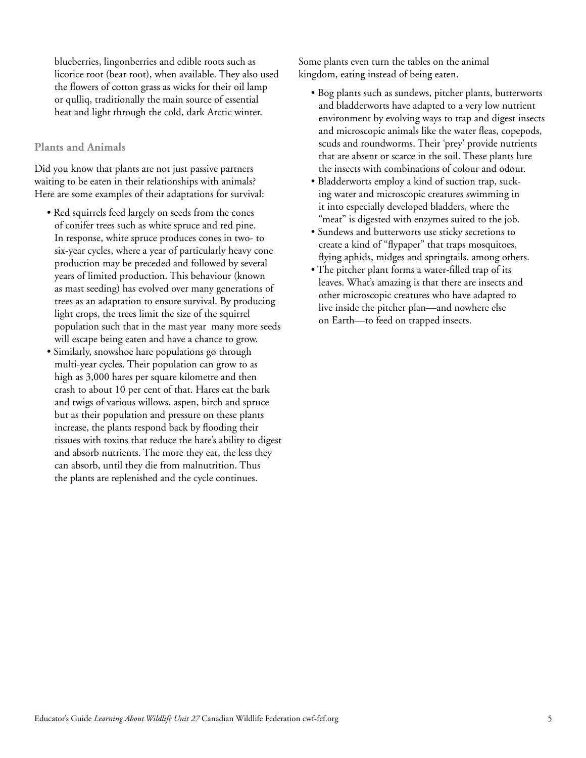blueberries, lingonberries and edible roots such as licorice root (bear root), when available. They also used the flowers of cotton grass as wicks for their oil lamp or qulliq, traditionally the main source of essential heat and light through the cold, dark Arctic winter.

### Plants and Animals

Did you know that plants are not just passive partners waiting to be eaten in their relationships with animals? Here are some examples of their adaptations for survival:

- Red squirrels feed largely on seeds from the cones of conifer trees such as white spruce and red pine. In response, white spruce produces cones in two- to six-year cycles, where a year of particularly heavy cone production may be preceded and followed by several years of limited production. This behaviour (known as mast seeding) has evolved over many generations of trees as an adaptation to ensure survival. By producing light crops, the trees limit the size of the squirrel population such that in the mast year many more seeds will escape being eaten and have a chance to grow.
- Similarly, snowshoe hare populations go through multi-year cycles. Their population can grow to as high as 3,000 hares per square kilometre and then crash to about 10 per cent of that. Hares eat the bark and twigs of various willows, aspen, birch and spruce but as their population and pressure on these plants increase, the plants respond back by flooding their tissues with toxins that reduce the hare's ability to digest and absorb nutrients. The more they eat, the less they can absorb, until they die from malnutrition. Thus the plants are replenished and the cycle continues.

Some plants even turn the tables on the animal kingdom, eating instead of being eaten.

- Bog plants such as sundews, pitcher plants, butterworts and bladderworts have adapted to a very low nutrient environment by evolving ways to trap and digest insects and microscopic animals like the water fleas, copepods, scuds and roundworms. Their 'prey' provide nutrients that are absent or scarce in the soil. These plants lure the insects with combinations of colour and odour.
- Bladderworts employ a kind of suction trap, sucking water and microscopic creatures swimming in it into especially developed bladders, where the "meat" is digested with enzymes suited to the job.
- Sundews and butterworts use sticky secretions to create a kind of "flypaper" that traps mosquitoes, flying aphids, midges and springtails, among others.
- The pitcher plant forms a water-filled trap of its leaves. What's amazing is that there are insects and other microscopic creatures who have adapted to live inside the pitcher plan—and nowhere else on Earth—to feed on trapped insects.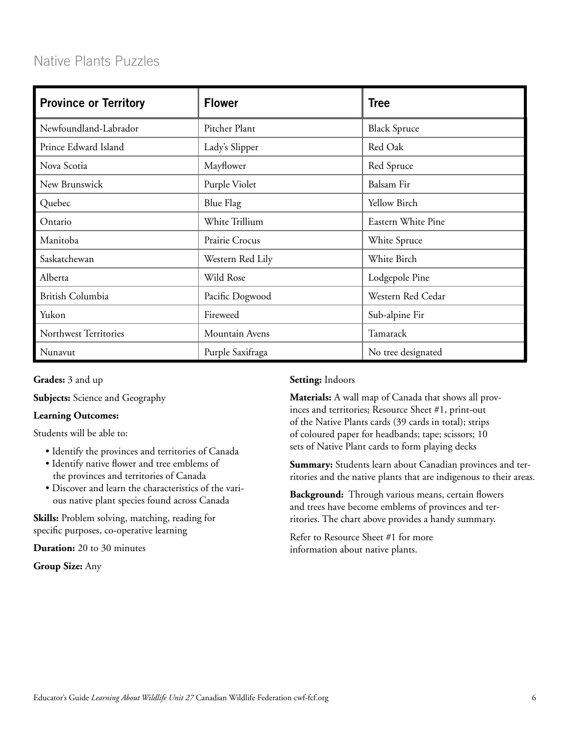## Native Plants Puzzles

| Province or Territory | Flower | Tree |
|---|---|---|
| Newfoundland-Labrador | Pitcher Plant | Black Spruce |
| Prince Edward Island | Lady's Slipper | Red Oak |
| Nova Scotia | Mayflower | Red Spruce |
| New Brunswick | Purple Violet | Balsam Fir |
| Quebec | Blue Flag | Yellow Birch |
| Ontario | White Trillium | Eastern White Pine |
| Manitoba | Prairie Crocus | White Spruce |
| Saskatchewan | Western Red Lily | White Birch |
| Alberta | Wild Rose | Lodgepole Pine |
| British Columbia | Pacific Dogwood | Western Red Cedar |
| Yukon | Fireweed | Sub-alpine Fir |
| Northwest Territories | Mountain Avens | Tamarack |
| Nunavut | Purple Saxifraga | No tree designated |

**Grades:** 3 and up

**Subjects:** Science and Geography

**Learning Outcomes:**

Students will be able to:

- Identify the provinces and territories of Canada
- Identify native flower and tree emblems of the provinces and territories of Canada
- Discover and learn the characteristics of the various native plant species found across Canada

**Skills:** Problem solving, matching, reading for specific purposes, co-operative learning

**Duration:** 20 to 30 minutes

**Group Size:** Any

**Setting:** Indoors

**Materials:** A wall map of Canada that shows all provinces and territories; Resource Sheet #1, print-out of the Native Plants cards (39 cards in total); strips of coloured paper for headbands; tape; scissors; 10 sets of Native Plant cards to form playing decks

**Summary:** Students learn about Canadian provinces and territories and the native plants that are indigenous to their areas.

**Background:** Through various means, certain flowers and trees have become emblems of provinces and territories. The chart above provides a handy summary.

Refer to Resource Sheet #1 for more information about native plants.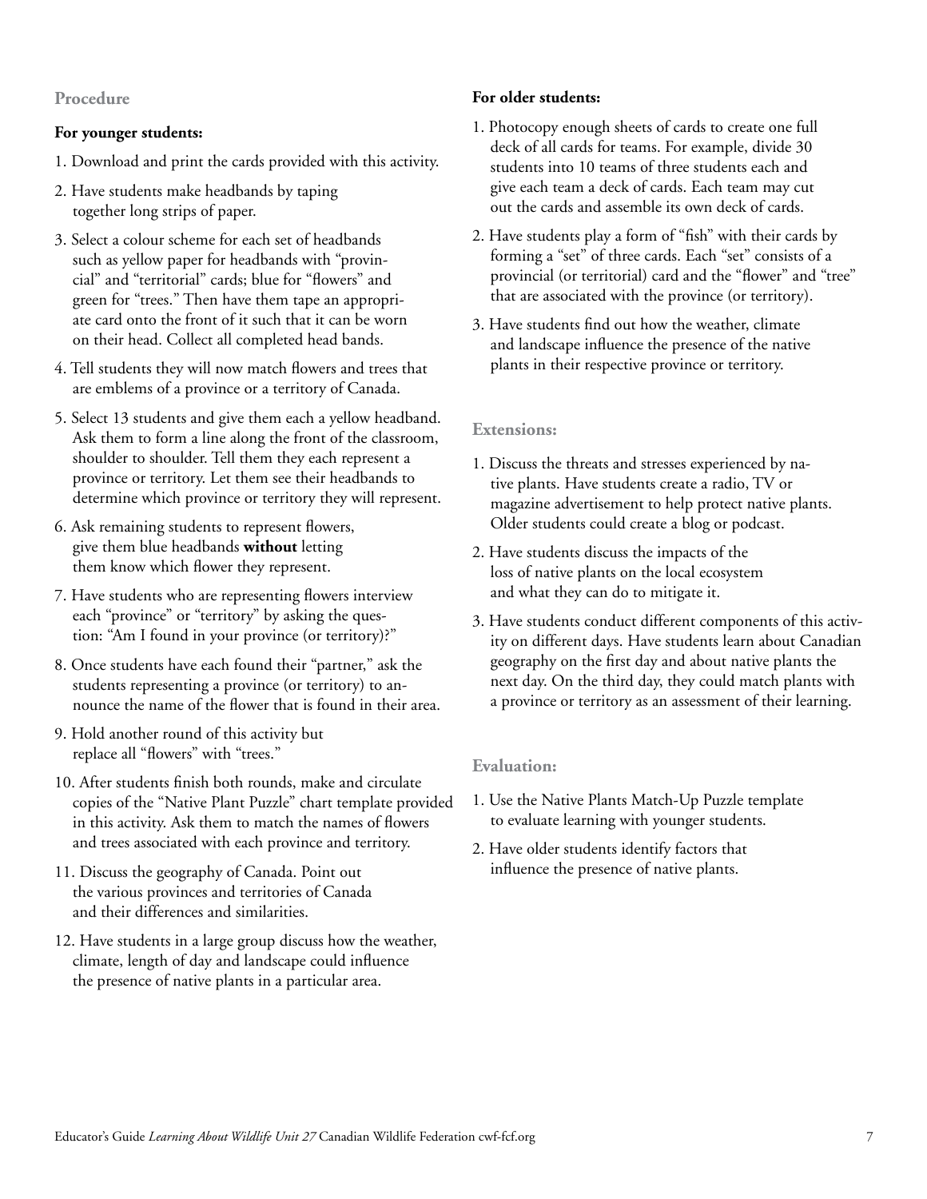## Procedure

**For younger students:**

1. Download and print the cards provided with this activity.
2. Have students make headbands by taping together long strips of paper.
3. Select a colour scheme for each set of headbands such as yellow paper for headbands with "provincial" and "territorial" cards; blue for "flowers" and green for "trees." Then have them tape an appropriate card onto the front of it such that it can be worn on their head. Collect all completed head bands.
4. Tell students they will now match flowers and trees that are emblems of a province or a territory of Canada.
5. Select 13 students and give them each a yellow headband. Ask them to form a line along the front of the classroom, shoulder to shoulder. Tell them they each represent a province or territory. Let them see their headbands to determine which province or territory they will represent.
6. Ask remaining students to represent flowers, give them blue headbands **without** letting them know which flower they represent.
7. Have students who are representing flowers interview each "province" or "territory" by asking the question: "Am I found in your province (or territory)?"
8. Once students have each found their "partner," ask the students representing a province (or territory) to announce the name of the flower that is found in their area.
9. Hold another round of this activity but replace all "flowers" with "trees."
10. After students finish both rounds, make and circulate copies of the "Native Plant Puzzle" chart template provided in this activity. Ask them to match the names of flowers and trees associated with each province and territory.
11. Discuss the geography of Canada. Point out the various provinces and territories of Canada and their differences and similarities.
12. Have students in a large group discuss how the weather, climate, length of day and landscape could influence the presence of native plants in a particular area.

**For older students:**

1. Photocopy enough sheets of cards to create one full deck of all cards for teams. For example, divide 30 students into 10 teams of three students each and give each team a deck of cards. Each team may cut out the cards and assemble its own deck of cards.
2. Have students play a form of "fish" with their cards by forming a "set" of three cards. Each "set" consists of a provincial (or territorial) card and the "flower" and "tree" that are associated with the province (or territory).
3. Have students find out how the weather, climate and landscape influence the presence of the native plants in their respective province or territory.

## Extensions:

1. Discuss the threats and stresses experienced by native plants. Have students create a radio, TV or magazine advertisement to help protect native plants. Older students could create a blog or podcast.
2. Have students discuss the impacts of the loss of native plants on the local ecosystem and what they can do to mitigate it.
3. Have students conduct different components of this activity on different days. Have students learn about Canadian geography on the first day and about native plants the next day. On the third day, they could match plants with a province or territory as an assessment of their learning.

## Evaluation:

1. Use the Native Plants Match-Up Puzzle template to evaluate learning with younger students.
2. Have older students identify factors that influence the presence of native plants.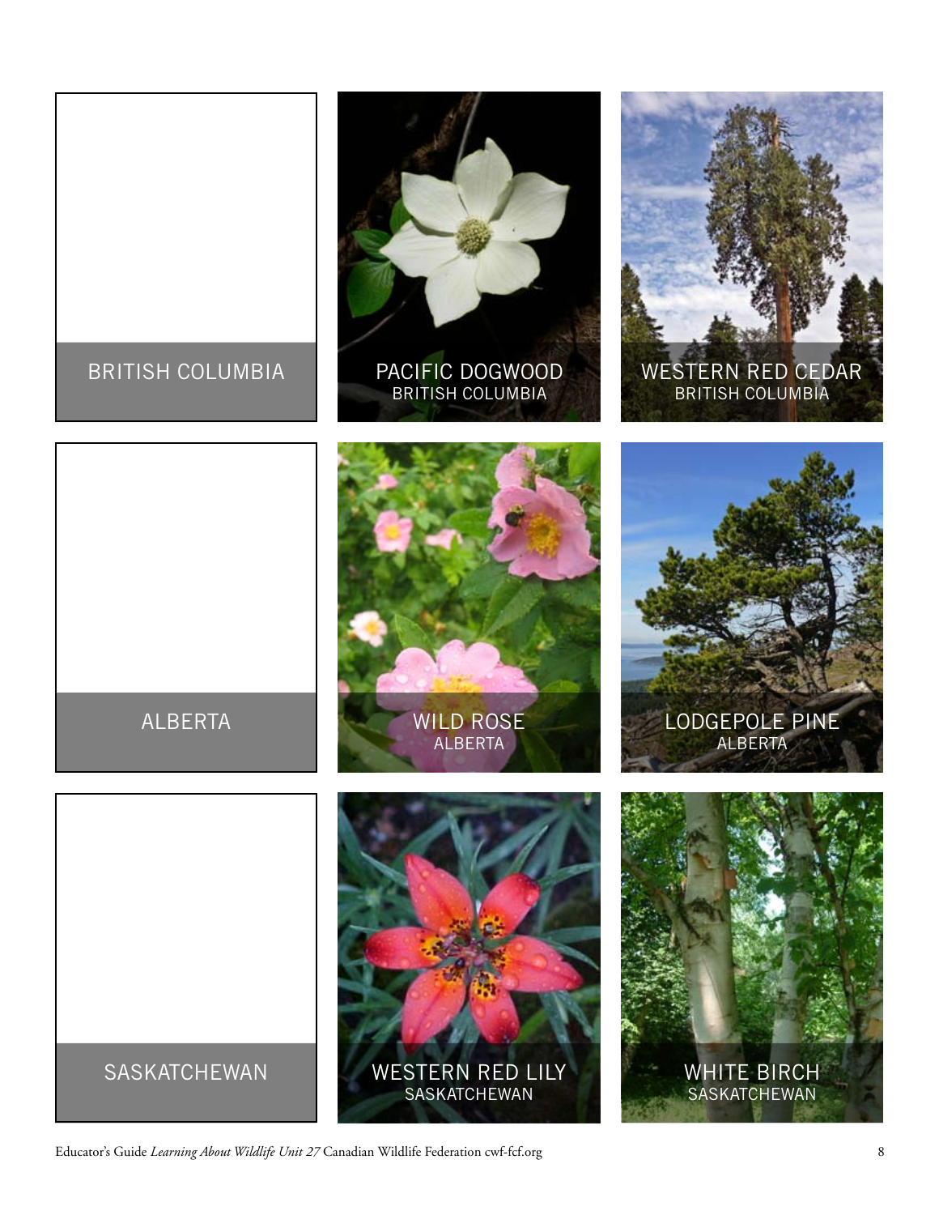BRITISH COLUMBIA

PACIFIC DOGWOOD
BRITISH COLUMBIA

WESTERN RED CEDAR
BRITISH COLUMBIA

ALBERTA

WILD ROSE
ALBERTA

LODGEPOLE PINE
ALBERTA

SASKATCHEWAN

WESTERN RED LILY
SASKATCHEWAN

WHITE BIRCH
SASKATCHEWAN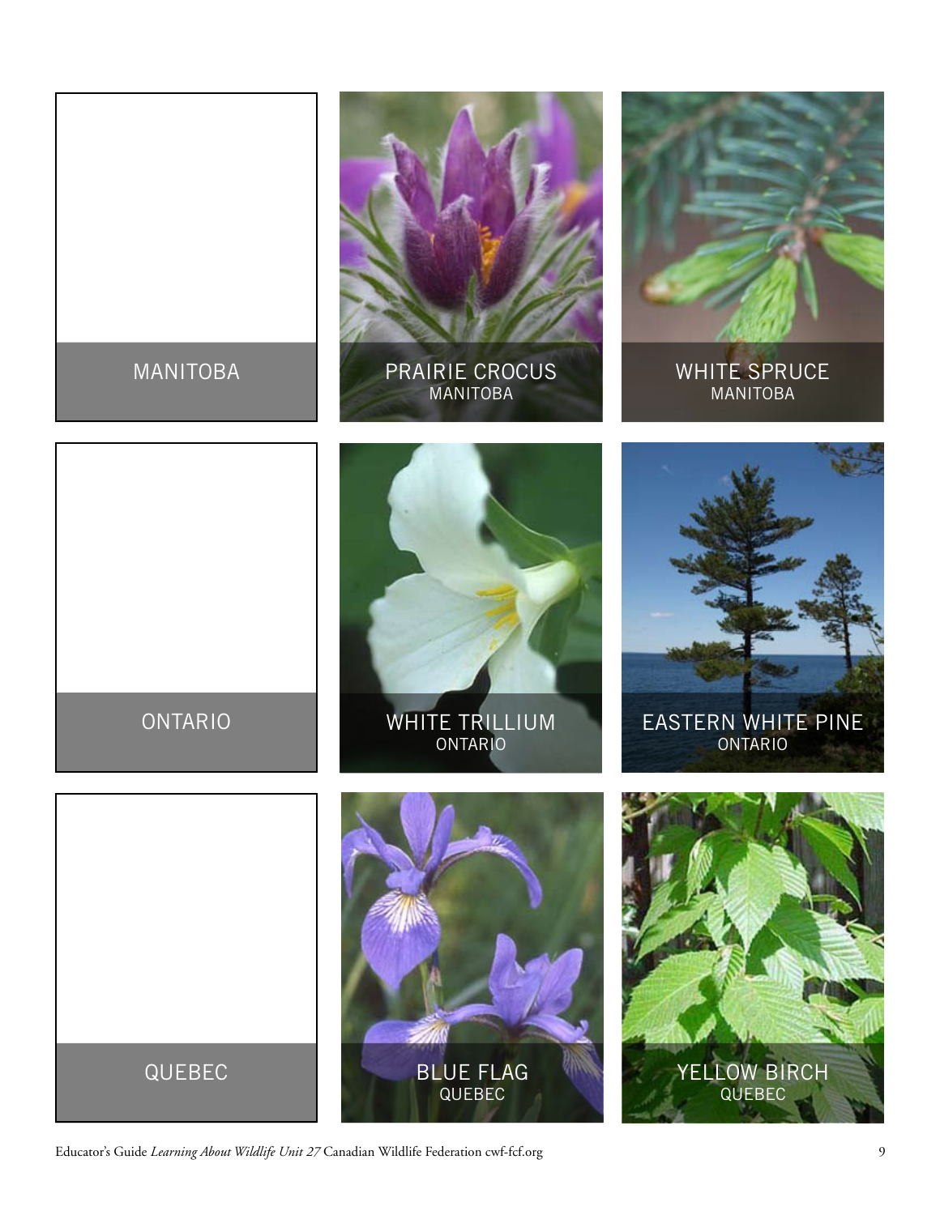MANITOBA

PRAIRIE CROCUS
MANITOBA

WHITE SPRUCE
MANITOBA

ONTARIO

WHITE TRILLIUM
ONTARIO

EASTERN WHITE PINE
ONTARIO

QUEBEC

BLUE FLAG
QUEBEC

YELLOW BIRCH
QUEBEC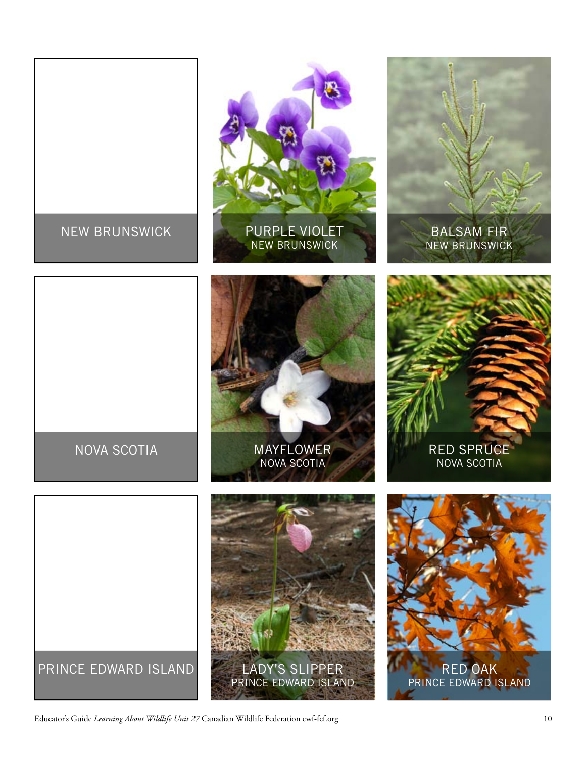NEW BRUNSWICK

PURPLE VIOLET
NEW BRUNSWICK

BALSAM FIR
NEW BRUNSWICK

NOVA SCOTIA

MAYFLOWER
NOVA SCOTIA

RED SPRUCE
NOVA SCOTIA

PRINCE EDWARD ISLAND

LADY'S SLIPPER
PRINCE EDWARD ISLAND

RED OAK
PRINCE EDWARD ISLAND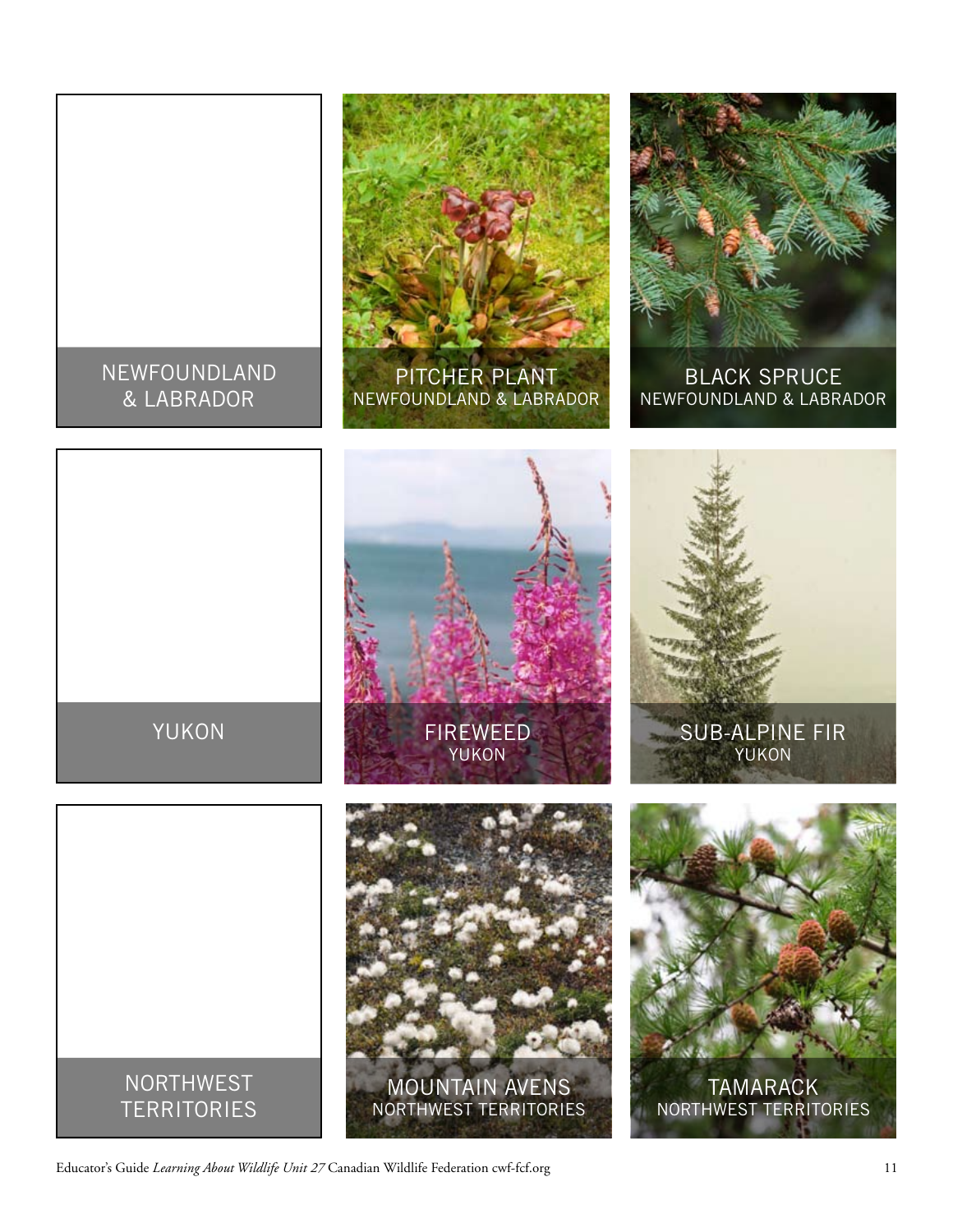NEWFOUNDLAND & LABRADOR

PITCHER PLANT
NEWFOUNDLAND & LABRADOR

BLACK SPRUCE
NEWFOUNDLAND & LABRADOR

YUKON

FIREWEED
YUKON

SUB-ALPINE FIR
YUKON

NORTHWEST TERRITORIES

MOUNTAIN AVENS
NORTHWEST TERRITORIES

TAMARACK
NORTHWEST TERRITORIES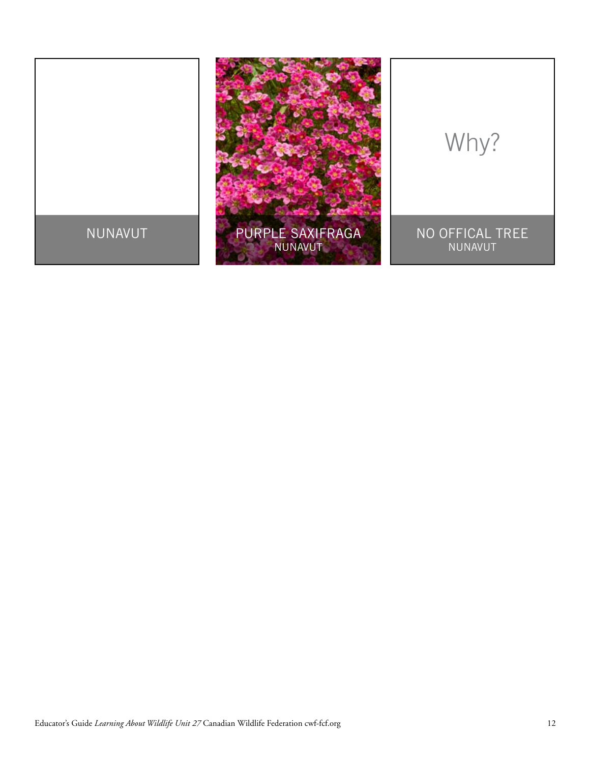NUNAVUT

PURPLE SAXIFRAGA
NUNAVUT

Why?

NO OFFICAL TREE
NUNAVUT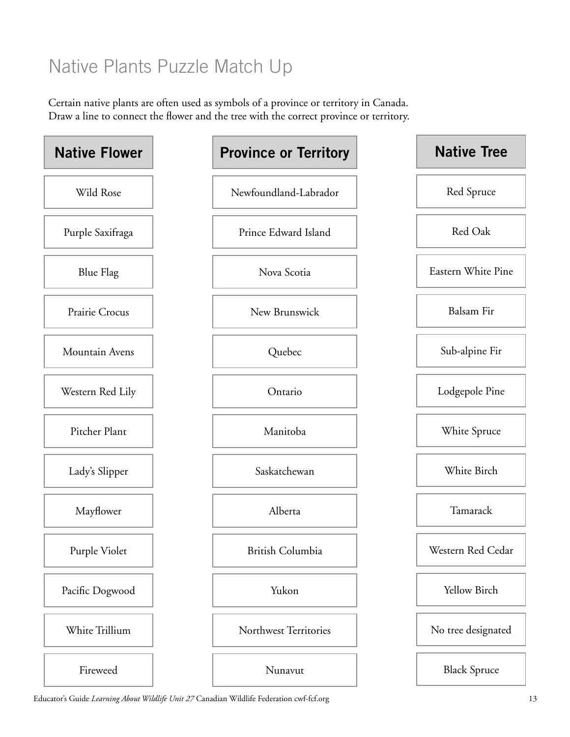# Native Plants Puzzle Match Up

Certain native plants are often used as symbols of a province or territory in Canada.
Draw a line to connect the flower and the tree with the correct province or territory.

| Native Flower | Province or Territory | Native Tree |
| --- | --- | --- |
| Wild Rose | Newfoundland-Labrador | Red Spruce |
| Purple Saxifraga | Prince Edward Island | Red Oak |
| Blue Flag | Nova Scotia | Eastern White Pine |
| Prairie Crocus | New Brunswick | Balsam Fir |
| Mountain Avens | Quebec | Sub-alpine Fir |
| Western Red Lily | Ontario | Lodgepole Pine |
| Pitcher Plant | Manitoba | White Spruce |
| Lady's Slipper | Saskatchewan | White Birch |
| Mayflower | Alberta | Tamarack |
| Purple Violet | British Columbia | Western Red Cedar |
| Pacific Dogwood | Yukon | Yellow Birch |
| White Trillium | Northwest Territories | No tree designated |
| Fireweed | Nunavut | Black Spruce |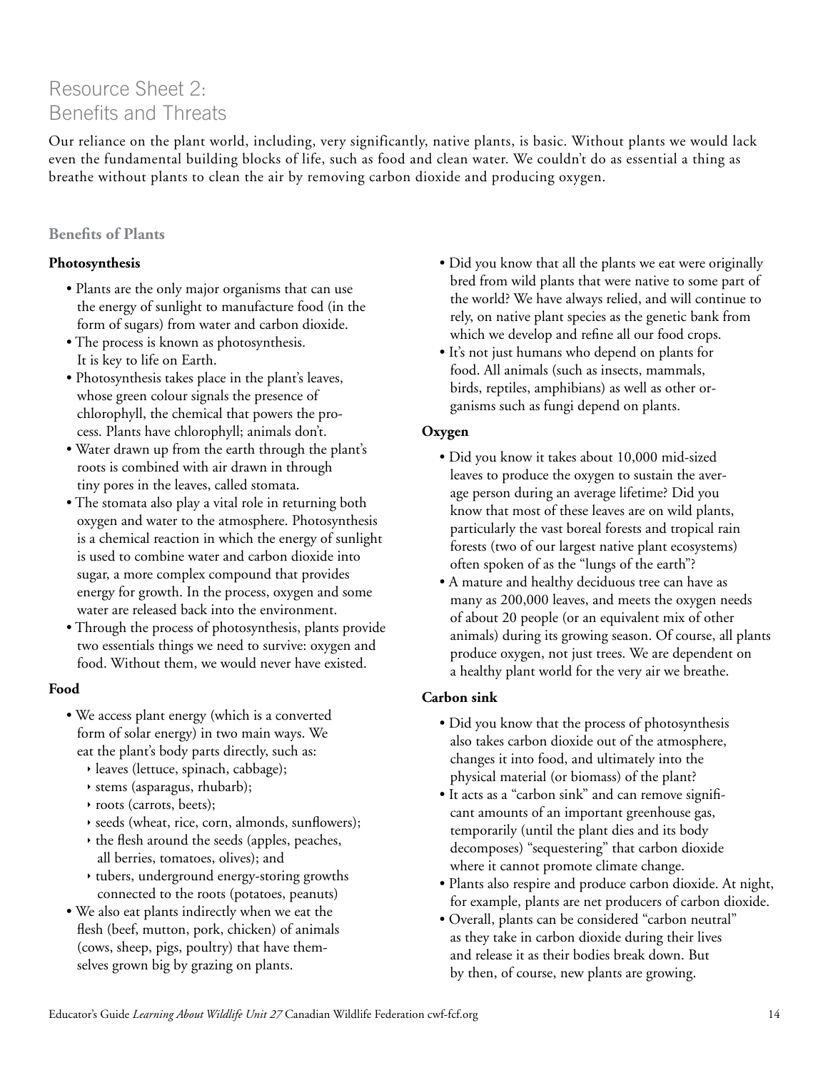# Resource Sheet 2: Benefits and Threats

Our reliance on the plant world, including, very significantly, native plants, is basic. Without plants we would lack even the fundamental building blocks of life, such as food and clean water. We couldn't do as essential a thing as breathe without plants to clean the air by removing carbon dioxide and producing oxygen.

## Benefits of Plants

### Photosynthesis

- Plants are the only major organisms that can use the energy of sunlight to manufacture food (in the form of sugars) from water and carbon dioxide.
- The process is known as photosynthesis. It is key to life on Earth.
- Photosynthesis takes place in the plant's leaves, whose green colour signals the presence of chlorophyll, the chemical that powers the process. Plants have chlorophyll; animals don't.
- Water drawn up from the earth through the plant's roots is combined with air drawn in through tiny pores in the leaves, called stomata.
- The stomata also play a vital role in returning both oxygen and water to the atmosphere. Photosynthesis is a chemical reaction in which the energy of sunlight is used to combine water and carbon dioxide into sugar, a more complex compound that provides energy for growth. In the process, oxygen and some water are released back into the environment.
- Through the process of photosynthesis, plants provide two essentials things we need to survive: oxygen and food. Without them, we would never have existed.

### Food

- We access plant energy (which is a converted form of solar energy) in two main ways. We eat the plant's body parts directly, such as:
  - leaves (lettuce, spinach, cabbage);
  - stems (asparagus, rhubarb);
  - roots (carrots, beets);
  - seeds (wheat, rice, corn, almonds, sunflowers);
  - the flesh around the seeds (apples, peaches, all berries, tomatoes, olives); and
  - tubers, underground energy-storing growths connected to the roots (potatoes, peanuts)
- We also eat plants indirectly when we eat the flesh (beef, mutton, pork, chicken) of animals (cows, sheep, pigs, poultry) that have themselves grown big by grazing on plants.
- Did you know that all the plants we eat were originally bred from wild plants that were native to some part of the world? We have always relied, and will continue to rely, on native plant species as the genetic bank from which we develop and refine all our food crops.
- It's not just humans who depend on plants for food. All animals (such as insects, mammals, birds, reptiles, amphibians) as well as other organisms such as fungi depend on plants.

### Oxygen

- Did you know it takes about 10,000 mid-sized leaves to produce the oxygen to sustain the average person during an average lifetime? Did you know that most of these leaves are on wild plants, particularly the vast boreal forests and tropical rain forests (two of our largest native plant ecosystems) often spoken of as the "lungs of the earth"?
- A mature and healthy deciduous tree can have as many as 200,000 leaves, and meets the oxygen needs of about 20 people (or an equivalent mix of other animals) during its growing season. Of course, all plants produce oxygen, not just trees. We are dependent on a healthy plant world for the very air we breathe.

### Carbon sink

- Did you know that the process of photosynthesis also takes carbon dioxide out of the atmosphere, changes it into food, and ultimately into the physical material (or biomass) of the plant?
- It acts as a "carbon sink" and can remove significant amounts of an important greenhouse gas, temporarily (until the plant dies and its body decomposes) "sequestering" that carbon dioxide where it cannot promote climate change.
- Plants also respire and produce carbon dioxide. At night, for example, plants are net producers of carbon dioxide.
- Overall, plants can be considered "carbon neutral" as they take in carbon dioxide during their lives and release it as their bodies break down. But by then, of course, new plants are growing.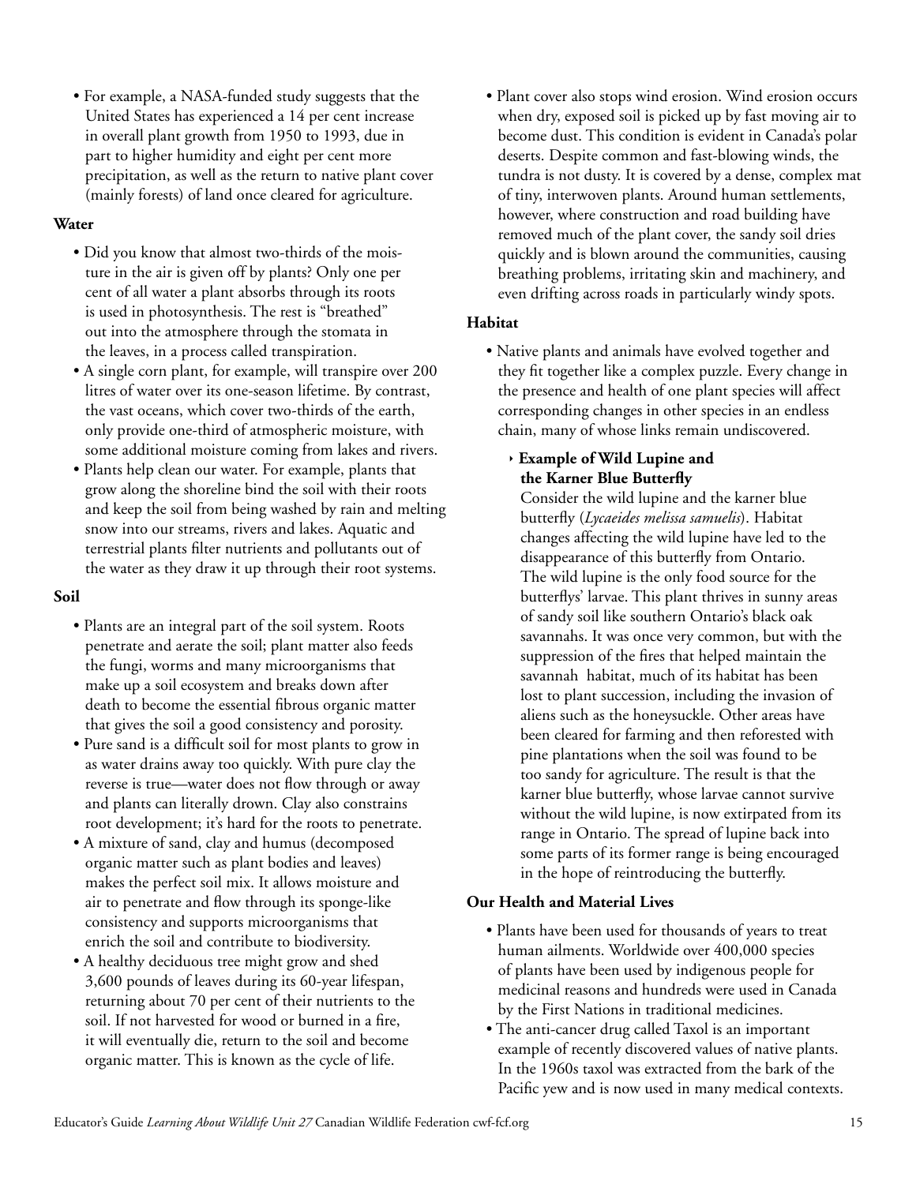- For example, a NASA-funded study suggests that the United States has experienced a 14 per cent increase in overall plant growth from 1950 to 1993, due in part to higher humidity and eight per cent more precipitation, as well as the return to native plant cover (mainly forests) of land once cleared for agriculture.

**Water**

- Did you know that almost two-thirds of the moisture in the air is given off by plants? Only one per cent of all water a plant absorbs through its roots is used in photosynthesis. The rest is "breathed" out into the atmosphere through the stomata in the leaves, in a process called transpiration.
- A single corn plant, for example, will transpire over 200 litres of water over its one-season lifetime. By contrast, the vast oceans, which cover two-thirds of the earth, only provide one-third of atmospheric moisture, with some additional moisture coming from lakes and rivers.
- Plants help clean our water. For example, plants that grow along the shoreline bind the soil with their roots and keep the soil from being washed by rain and melting snow into our streams, rivers and lakes. Aquatic and terrestrial plants filter nutrients and pollutants out of the water as they draw it up through their root systems.

**Soil**

- Plants are an integral part of the soil system. Roots penetrate and aerate the soil; plant matter also feeds the fungi, worms and many microorganisms that make up a soil ecosystem and breaks down after death to become the essential fibrous organic matter that gives the soil a good consistency and porosity.
- Pure sand is a difficult soil for most plants to grow in as water drains away too quickly. With pure clay the reverse is true—water does not flow through or away and plants can literally drown. Clay also constrains root development; it's hard for the roots to penetrate.
- A mixture of sand, clay and humus (decomposed organic matter such as plant bodies and leaves) makes the perfect soil mix. It allows moisture and air to penetrate and flow through its sponge-like consistency and supports microorganisms that enrich the soil and contribute to biodiversity.
- A healthy deciduous tree might grow and shed 3,600 pounds of leaves during its 60-year lifespan, returning about 70 per cent of their nutrients to the soil. If not harvested for wood or burned in a fire, it will eventually die, return to the soil and become organic matter. This is known as the cycle of life.
- Plant cover also stops wind erosion. Wind erosion occurs when dry, exposed soil is picked up by fast moving air to become dust. This condition is evident in Canada's polar deserts. Despite common and fast-blowing winds, the tundra is not dusty. It is covered by a dense, complex mat of tiny, interwoven plants. Around human settlements, however, where construction and road building have removed much of the plant cover, the sandy soil dries quickly and is blown around the communities, causing breathing problems, irritating skin and machinery, and even drifting across roads in particularly windy spots.

**Habitat**

- Native plants and animals have evolved together and they fit together like a complex puzzle. Every change in the presence and health of one plant species will affect corresponding changes in other species in an endless chain, many of whose links remain undiscovered.

  ‣ **Example of Wild Lupine and the Karner Blue Butterfly**

  Consider the wild lupine and the karner blue butterfly (*Lycaeides melissa samuelis*). Habitat changes affecting the wild lupine have led to the disappearance of this butterfly from Ontario. The wild lupine is the only food source for the butterflys' larvae. This plant thrives in sunny areas of sandy soil like southern Ontario's black oak savannahs. It was once very common, but with the suppression of the fires that helped maintain the savannah habitat, much of its habitat has been lost to plant succession, including the invasion of aliens such as the honeysuckle. Other areas have been cleared for farming and then reforested with pine plantations when the soil was found to be too sandy for agriculture. The result is that the karner blue butterfly, whose larvae cannot survive without the wild lupine, is now extirpated from its range in Ontario. The spread of lupine back into some parts of its former range is being encouraged in the hope of reintroducing the butterfly.

**Our Health and Material Lives**

- Plants have been used for thousands of years to treat human ailments. Worldwide over 400,000 species of plants have been used by indigenous people for medicinal reasons and hundreds were used in Canada by the First Nations in traditional medicines.
- The anti-cancer drug called Taxol is an important example of recently discovered values of native plants. In the 1960s taxol was extracted from the bark of the Pacific yew and is now used in many medical contexts.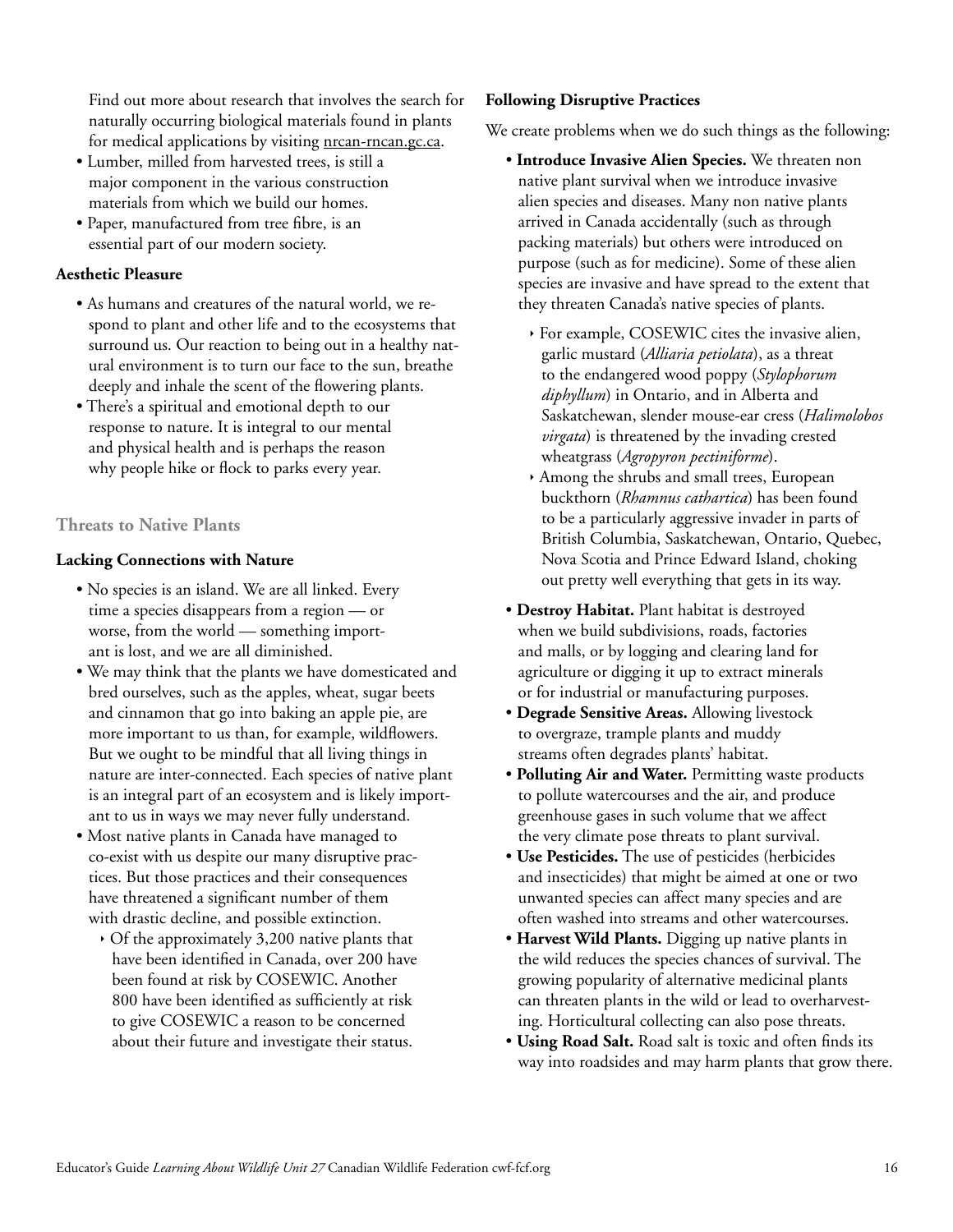Find out more about research that involves the search for naturally occurring biological materials found in plants for medical applications by visiting nrcan-rncan.gc.ca.

- Lumber, milled from harvested trees, is still a major component in the various construction materials from which we build our homes.
- Paper, manufactured from tree fibre, is an essential part of our modern society.

### Aesthetic Pleasure

- As humans and creatures of the natural world, we respond to plant and other life and to the ecosystems that surround us. Our reaction to being out in a healthy natural environment is to turn our face to the sun, breathe deeply and inhale the scent of the flowering plants.
- There's a spiritual and emotional depth to our response to nature. It is integral to our mental and physical health and is perhaps the reason why people hike or flock to parks every year.

## Threats to Native Plants

### Lacking Connections with Nature

- No species is an island. We are all linked. Every time a species disappears from a region — or worse, from the world — something important is lost, and we are all diminished.
- We may think that the plants we have domesticated and bred ourselves, such as the apples, wheat, sugar beets and cinnamon that go into baking an apple pie, are more important to us than, for example, wildflowers. But we ought to be mindful that all living things in nature are inter-connected. Each species of native plant is an integral part of an ecosystem and is likely important to us in ways we may never fully understand.
- Most native plants in Canada have managed to co-exist with us despite our many disruptive practices. But those practices and their consequences have threatened a significant number of them with drastic decline, and possible extinction.
  - Of the approximately 3,200 native plants that have been identified in Canada, over 200 have been found at risk by COSEWIC. Another 800 have been identified as sufficiently at risk to give COSEWIC a reason to be concerned about their future and investigate their status.

### Following Disruptive Practices

We create problems when we do such things as the following:

- **Introduce Invasive Alien Species.** We threaten non native plant survival when we introduce invasive alien species and diseases. Many non native plants arrived in Canada accidentally (such as through packing materials) but others were introduced on purpose (such as for medicine). Some of these alien species are invasive and have spread to the extent that they threaten Canada's native species of plants.
  - For example, COSEWIC cites the invasive alien, garlic mustard (*Alliaria petiolata*), as a threat to the endangered wood poppy (*Stylophorum diphyllum*) in Ontario, and in Alberta and Saskatchewan, slender mouse-ear cress (*Halimolobos virgata*) is threatened by the invading crested wheatgrass (*Agropyron pectiniforme*).
  - Among the shrubs and small trees, European buckthorn (*Rhamnus cathartica*) has been found to be a particularly aggressive invader in parts of British Columbia, Saskatchewan, Ontario, Quebec, Nova Scotia and Prince Edward Island, choking out pretty well everything that gets in its way.
- **Destroy Habitat.** Plant habitat is destroyed when we build subdivisions, roads, factories and malls, or by logging and clearing land for agriculture or digging it up to extract minerals or for industrial or manufacturing purposes.
- **Degrade Sensitive Areas.** Allowing livestock to overgraze, trample plants and muddy streams often degrades plants' habitat.
- **Polluting Air and Water.** Permitting waste products to pollute watercourses and the air, and produce greenhouse gases in such volume that we affect the very climate pose threats to plant survival.
- **Use Pesticides.** The use of pesticides (herbicides and insecticides) that might be aimed at one or two unwanted species can affect many species and are often washed into streams and other watercourses.
- **Harvest Wild Plants.** Digging up native plants in the wild reduces the species chances of survival. The growing popularity of alternative medicinal plants can threaten plants in the wild or lead to overharvesting. Horticultural collecting can also pose threats.
- **Using Road Salt.** Road salt is toxic and often finds its way into roadsides and may harm plants that grow there.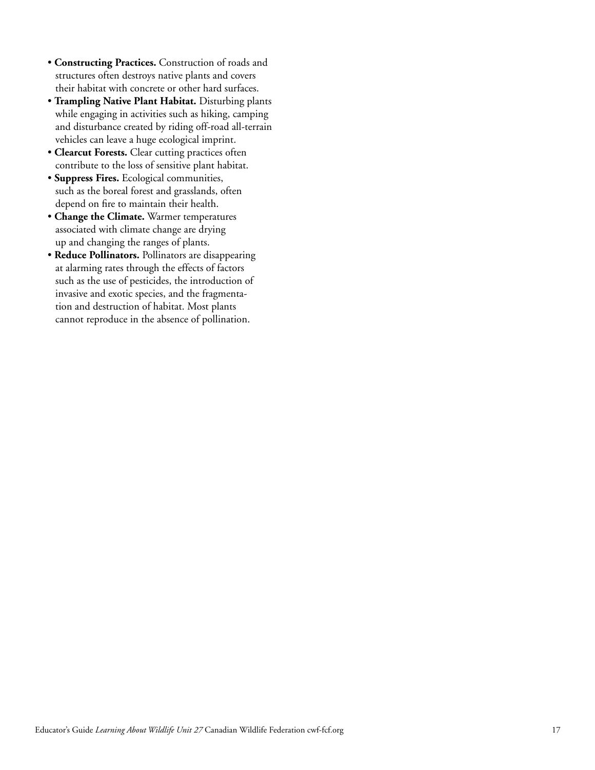- **Constructing Practices.** Construction of roads and structures often destroys native plants and covers their habitat with concrete or other hard surfaces.
- **Trampling Native Plant Habitat.** Disturbing plants while engaging in activities such as hiking, camping and disturbance created by riding off-road all-terrain vehicles can leave a huge ecological imprint.
- **Clearcut Forests.** Clear cutting practices often contribute to the loss of sensitive plant habitat.
- **Suppress Fires.** Ecological communities, such as the boreal forest and grasslands, often depend on fire to maintain their health.
- **Change the Climate.** Warmer temperatures associated with climate change are drying up and changing the ranges of plants.
- **Reduce Pollinators.** Pollinators are disappearing at alarming rates through the effects of factors such as the use of pesticides, the introduction of invasive and exotic species, and the fragmentation and destruction of habitat. Most plants cannot reproduce in the absence of pollination.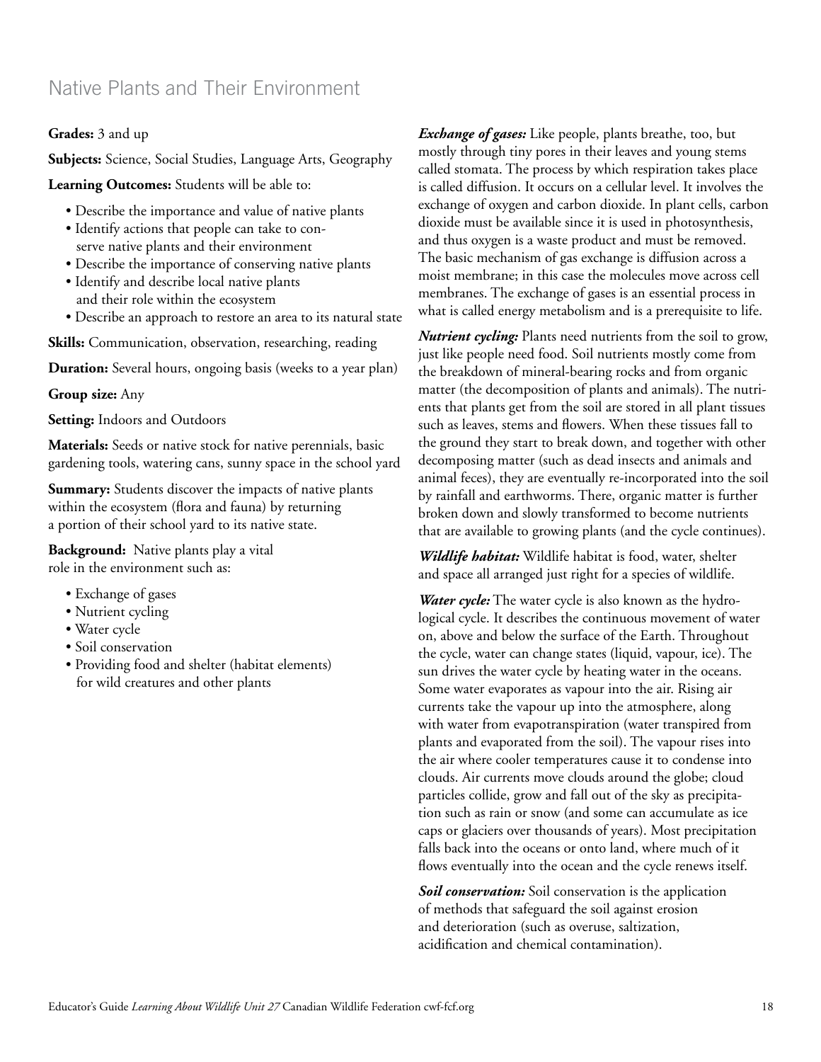## Native Plants and Their Environment

**Grades:** 3 and up

**Subjects:** Science, Social Studies, Language Arts, Geography

**Learning Outcomes:** Students will be able to:

- Describe the importance and value of native plants
- Identify actions that people can take to conserve native plants and their environment
- Describe the importance of conserving native plants
- Identify and describe local native plants and their role within the ecosystem
- Describe an approach to restore an area to its natural state

**Skills:** Communication, observation, researching, reading

**Duration:** Several hours, ongoing basis (weeks to a year plan)

**Group size:** Any

**Setting:** Indoors and Outdoors

**Materials:** Seeds or native stock for native perennials, basic gardening tools, watering cans, sunny space in the school yard

**Summary:** Students discover the impacts of native plants within the ecosystem (flora and fauna) by returning a portion of their school yard to its native state.

**Background:** Native plants play a vital role in the environment such as:

- Exchange of gases
- Nutrient cycling
- Water cycle
- Soil conservation
- Providing food and shelter (habitat elements) for wild creatures and other plants

***Exchange of gases:*** Like people, plants breathe, too, but mostly through tiny pores in their leaves and young stems called stomata. The process by which respiration takes place is called diffusion. It occurs on a cellular level. It involves the exchange of oxygen and carbon dioxide. In plant cells, carbon dioxide must be available since it is used in photosynthesis, and thus oxygen is a waste product and must be removed. The basic mechanism of gas exchange is diffusion across a moist membrane; in this case the molecules move across cell membranes. The exchange of gases is an essential process in what is called energy metabolism and is a prerequisite to life.

***Nutrient cycling:*** Plants need nutrients from the soil to grow, just like people need food. Soil nutrients mostly come from the breakdown of mineral-bearing rocks and from organic matter (the decomposition of plants and animals). The nutrients that plants get from the soil are stored in all plant tissues such as leaves, stems and flowers. When these tissues fall to the ground they start to break down, and together with other decomposing matter (such as dead insects and animals and animal feces), they are eventually re-incorporated into the soil by rainfall and earthworms. There, organic matter is further broken down and slowly transformed to become nutrients that are available to growing plants (and the cycle continues).

***Wildlife habitat:*** Wildlife habitat is food, water, shelter and space all arranged just right for a species of wildlife.

***Water cycle:*** The water cycle is also known as the hydrological cycle. It describes the continuous movement of water on, above and below the surface of the Earth. Throughout the cycle, water can change states (liquid, vapour, ice). The sun drives the water cycle by heating water in the oceans. Some water evaporates as vapour into the air. Rising air currents take the vapour up into the atmosphere, along with water from evapotranspiration (water transpired from plants and evaporated from the soil). The vapour rises into the air where cooler temperatures cause it to condense into clouds. Air currents move clouds around the globe; cloud particles collide, grow and fall out of the sky as precipitation such as rain or snow (and some can accumulate as ice caps or glaciers over thousands of years). Most precipitation falls back into the oceans or onto land, where much of it flows eventually into the ocean and the cycle renews itself.

***Soil conservation:*** Soil conservation is the application of methods that safeguard the soil against erosion and deterioration (such as overuse, saltization, acidification and chemical contamination).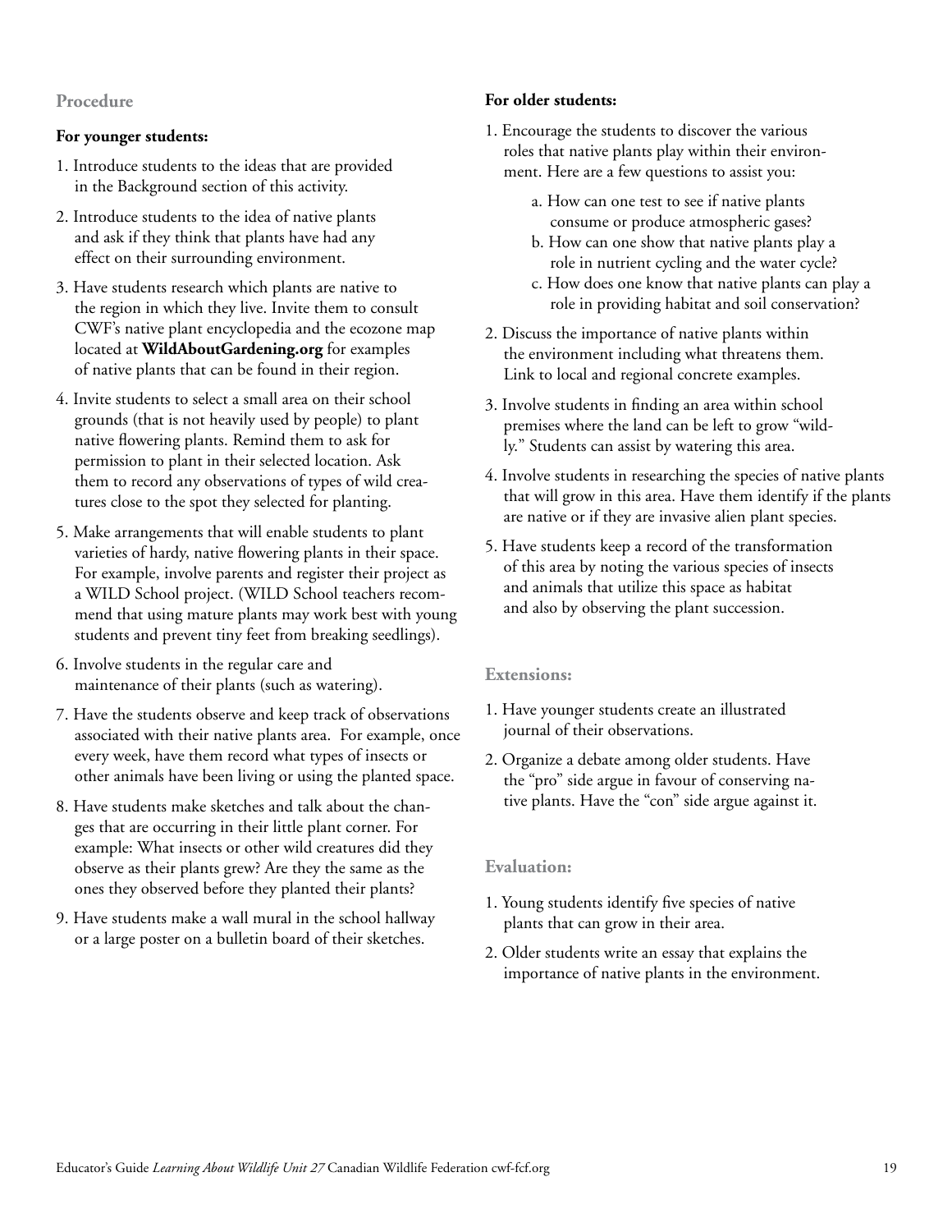## Procedure

**For younger students:**

1. Introduce students to the ideas that are provided in the Background section of this activity.
2. Introduce students to the idea of native plants and ask if they think that plants have had any effect on their surrounding environment.
3. Have students research which plants are native to the region in which they live. Invite them to consult CWF's native plant encyclopedia and the ecozone map located at **WildAboutGardening.org** for examples of native plants that can be found in their region.
4. Invite students to select a small area on their school grounds (that is not heavily used by people) to plant native flowering plants. Remind them to ask for permission to plant in their selected location. Ask them to record any observations of types of wild creatures close to the spot they selected for planting.
5. Make arrangements that will enable students to plant varieties of hardy, native flowering plants in their space. For example, involve parents and register their project as a WILD School project. (WILD School teachers recommend that using mature plants may work best with young students and prevent tiny feet from breaking seedlings).
6. Involve students in the regular care and maintenance of their plants (such as watering).
7. Have the students observe and keep track of observations associated with their native plants area. For example, once every week, have them record what types of insects or other animals have been living or using the planted space.
8. Have students make sketches and talk about the changes that are occurring in their little plant corner. For example: What insects or other wild creatures did they observe as their plants grew? Are they the same as the ones they observed before they planted their plants?
9. Have students make a wall mural in the school hallway or a large poster on a bulletin board of their sketches.

**For older students:**

1. Encourage the students to discover the various roles that native plants play within their environment. Here are a few questions to assist you:
   a. How can one test to see if native plants consume or produce atmospheric gases?
   b. How can one show that native plants play a role in nutrient cycling and the water cycle?
   c. How does one know that native plants can play a role in providing habitat and soil conservation?
2. Discuss the importance of native plants within the environment including what threatens them. Link to local and regional concrete examples.
3. Involve students in finding an area within school premises where the land can be left to grow "wildly." Students can assist by watering this area.
4. Involve students in researching the species of native plants that will grow in this area. Have them identify if the plants are native or if they are invasive alien plant species.
5. Have students keep a record of the transformation of this area by noting the various species of insects and animals that utilize this space as habitat and also by observing the plant succession.

## Extensions:

1. Have younger students create an illustrated journal of their observations.
2. Organize a debate among older students. Have the "pro" side argue in favour of conserving native plants. Have the "con" side argue against it.

## Evaluation:

1. Young students identify five species of native plants that can grow in their area.
2. Older students write an essay that explains the importance of native plants in the environment.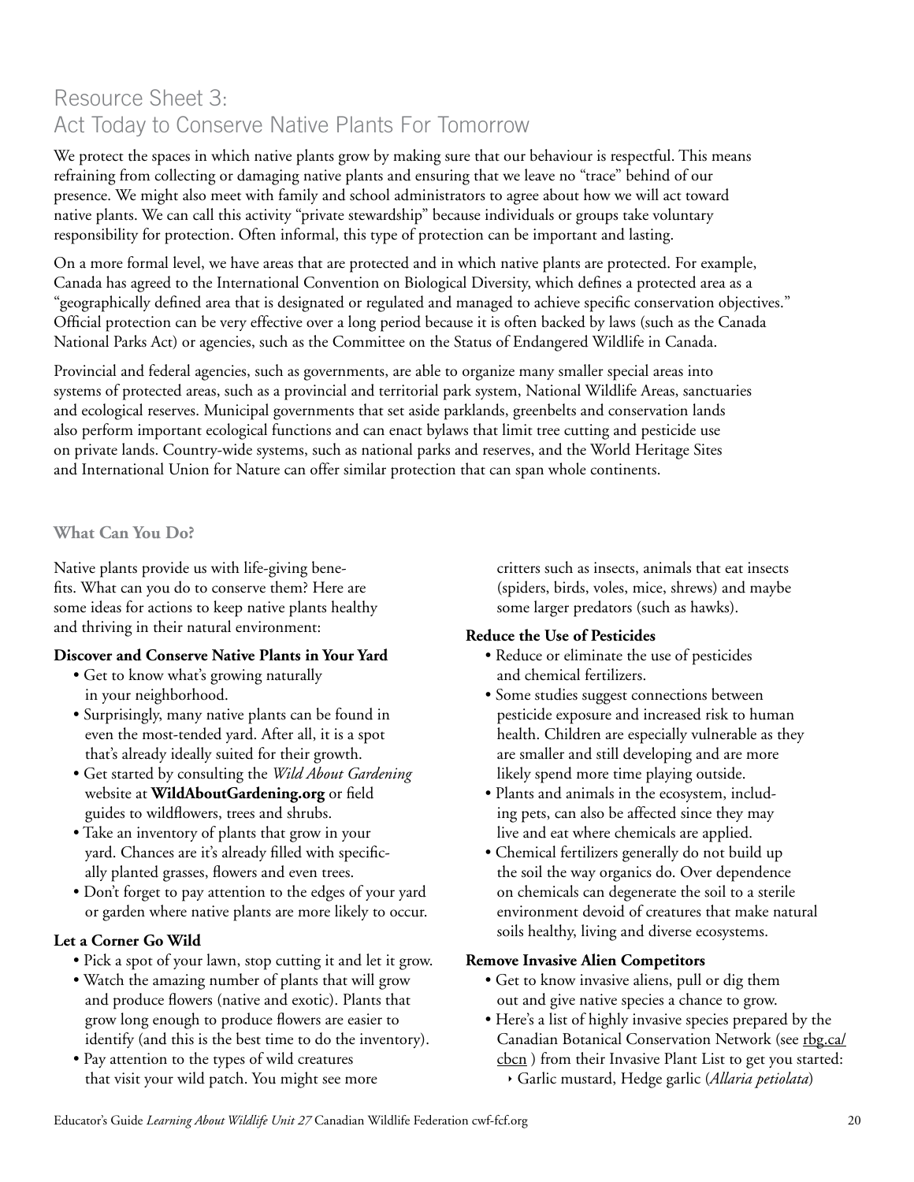# Resource Sheet 3: Act Today to Conserve Native Plants For Tomorrow

We protect the spaces in which native plants grow by making sure that our behaviour is respectful. This means refraining from collecting or damaging native plants and ensuring that we leave no "trace" behind of our presence. We might also meet with family and school administrators to agree about how we will act toward native plants. We can call this activity "private stewardship" because individuals or groups take voluntary responsibility for protection. Often informal, this type of protection can be important and lasting.

On a more formal level, we have areas that are protected and in which native plants are protected. For example, Canada has agreed to the International Convention on Biological Diversity, which defines a protected area as a "geographically defined area that is designated or regulated and managed to achieve specific conservation objectives." Official protection can be very effective over a long period because it is often backed by laws (such as the Canada National Parks Act) or agencies, such as the Committee on the Status of Endangered Wildlife in Canada.

Provincial and federal agencies, such as governments, are able to organize many smaller special areas into systems of protected areas, such as a provincial and territorial park system, National Wildlife Areas, sanctuaries and ecological reserves. Municipal governments that set aside parklands, greenbelts and conservation lands also perform important ecological functions and can enact bylaws that limit tree cutting and pesticide use on private lands. Country-wide systems, such as national parks and reserves, and the World Heritage Sites and International Union for Nature can offer similar protection that can span whole continents.

## What Can You Do?

Native plants provide us with life-giving benefits. What can you do to conserve them? Here are some ideas for actions to keep native plants healthy and thriving in their natural environment:

**Discover and Conserve Native Plants in Your Yard**

- Get to know what's growing naturally in your neighborhood.
- Surprisingly, many native plants can be found in even the most-tended yard. After all, it is a spot that's already ideally suited for their growth.
- Get started by consulting the *Wild About Gardening* website at **WildAboutGardening.org** or field guides to wildflowers, trees and shrubs.
- Take an inventory of plants that grow in your yard. Chances are it's already filled with specifically planted grasses, flowers and even trees.
- Don't forget to pay attention to the edges of your yard or garden where native plants are more likely to occur.

**Let a Corner Go Wild**

- Pick a spot of your lawn, stop cutting it and let it grow.
- Watch the amazing number of plants that will grow and produce flowers (native and exotic). Plants that grow long enough to produce flowers are easier to identify (and this is the best time to do the inventory).
- Pay attention to the types of wild creatures that visit your wild patch. You might see more critters such as insects, animals that eat insects (spiders, birds, voles, mice, shrews) and maybe some larger predators (such as hawks).

**Reduce the Use of Pesticides**

- Reduce or eliminate the use of pesticides and chemical fertilizers.
- Some studies suggest connections between pesticide exposure and increased risk to human health. Children are especially vulnerable as they are smaller and still developing and are more likely spend more time playing outside.
- Plants and animals in the ecosystem, including pets, can also be affected since they may live and eat where chemicals are applied.
- Chemical fertilizers generally do not build up the soil the way organics do. Over dependence on chemicals can degenerate the soil to a sterile environment devoid of creatures that make natural soils healthy, living and diverse ecosystems.

**Remove Invasive Alien Competitors**

- Get to know invasive aliens, pull or dig them out and give native species a chance to grow.
- Here's a list of highly invasive species prepared by the Canadian Botanical Conservation Network (see rbg.ca/cbcn ) from their Invasive Plant List to get you started:
  - Garlic mustard, Hedge garlic (*Allaria petiolata*)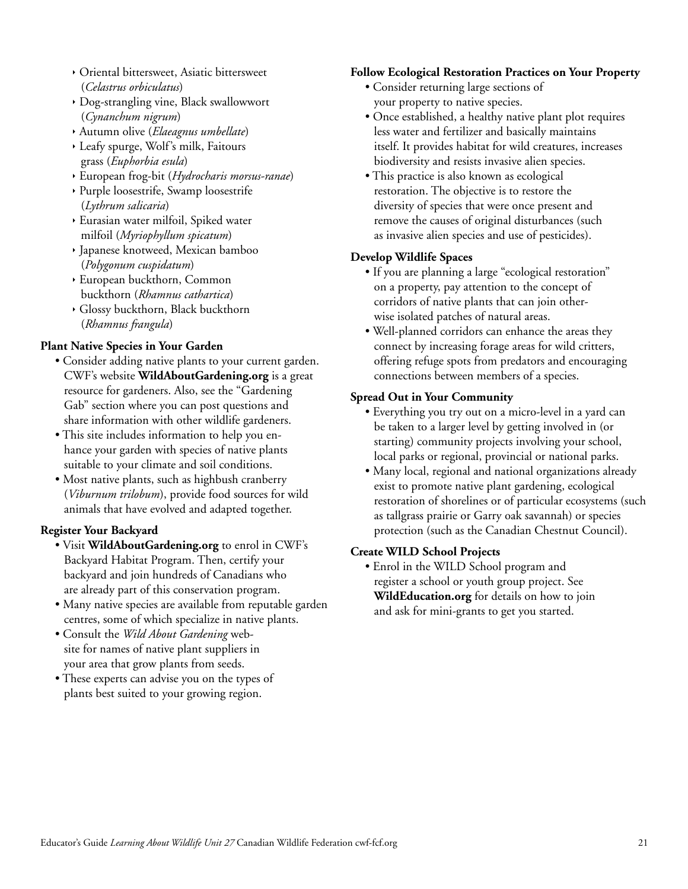- Oriental bittersweet, Asiatic bittersweet (*Celastrus orbiculatus*)
- Dog-strangling vine, Black swallowwort (*Cynanchum nigrum*)
- Autumn olive (*Elaeagnus umbellate*)
- Leafy spurge, Wolf's milk, Faitours grass (*Euphorbia esula*)
- European frog-bit (*Hydrocharis morsus-ranae*)
- Purple loosestrife, Swamp loosestrife (*Lythrum salicaria*)
- Eurasian water milfoil, Spiked water milfoil (*Myriophyllum spicatum*)
- Japanese knotweed, Mexican bamboo (*Polygonum cuspidatum*)
- European buckthorn, Common buckthorn (*Rhamnus cathartica*)
- Glossy buckthorn, Black buckthorn (*Rhamnus frangula*)

**Plant Native Species in Your Garden**

- Consider adding native plants to your current garden. CWF's website **WildAboutGardening.org** is a great resource for gardeners. Also, see the "Gardening Gab" section where you can post questions and share information with other wildlife gardeners.
- This site includes information to help you enhance your garden with species of native plants suitable to your climate and soil conditions.
- Most native plants, such as highbush cranberry (*Viburnum trilobum*), provide food sources for wild animals that have evolved and adapted together.

**Register Your Backyard**

- Visit **WildAboutGardening.org** to enrol in CWF's Backyard Habitat Program. Then, certify your backyard and join hundreds of Canadians who are already part of this conservation program.
- Many native species are available from reputable garden centres, some of which specialize in native plants.
- Consult the *Wild About Gardening* website for names of native plant suppliers in your area that grow plants from seeds.
- These experts can advise you on the types of plants best suited to your growing region.

**Follow Ecological Restoration Practices on Your Property**

- Consider returning large sections of your property to native species.
- Once established, a healthy native plant plot requires less water and fertilizer and basically maintains itself. It provides habitat for wild creatures, increases biodiversity and resists invasive alien species.
- This practice is also known as ecological restoration. The objective is to restore the diversity of species that were once present and remove the causes of original disturbances (such as invasive alien species and use of pesticides).

**Develop Wildlife Spaces**

- If you are planning a large "ecological restoration" on a property, pay attention to the concept of corridors of native plants that can join otherwise isolated patches of natural areas.
- Well-planned corridors can enhance the areas they connect by increasing forage areas for wild critters, offering refuge spots from predators and encouraging connections between members of a species.

**Spread Out in Your Community**

- Everything you try out on a micro-level in a yard can be taken to a larger level by getting involved in (or starting) community projects involving your school, local parks or regional, provincial or national parks.
- Many local, regional and national organizations already exist to promote native plant gardening, ecological restoration of shorelines or of particular ecosystems (such as tallgrass prairie or Garry oak savannah) or species protection (such as the Canadian Chestnut Council).

**Create WILD School Projects**

- Enrol in the WILD School program and register a school or youth group project. See **WildEducation.org** for details on how to join and ask for mini-grants to get you started.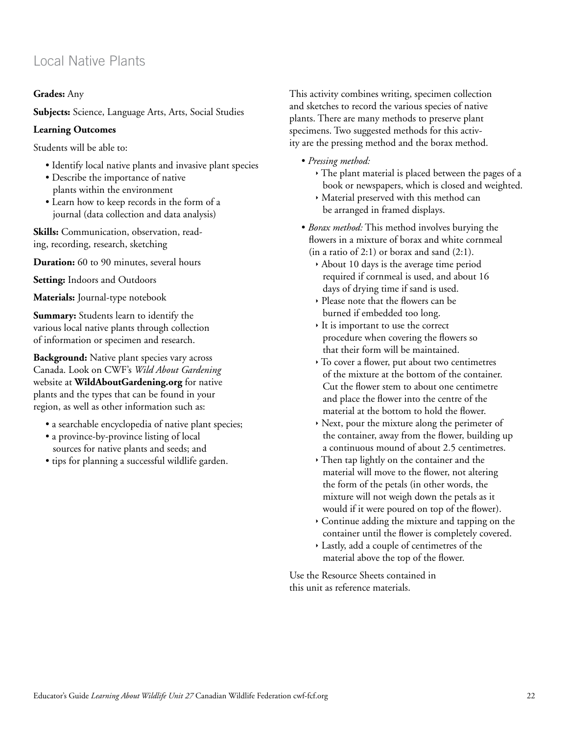# Local Native Plants

**Grades:** Any

**Subjects:** Science, Language Arts, Arts, Social Studies

**Learning Outcomes**

Students will be able to:

- Identify local native plants and invasive plant species
- Describe the importance of native plants within the environment
- Learn how to keep records in the form of a journal (data collection and data analysis)

**Skills:** Communication, observation, reading, recording, research, sketching

**Duration:** 60 to 90 minutes, several hours

**Setting:** Indoors and Outdoors

**Materials:** Journal-type notebook

**Summary:** Students learn to identify the various local native plants through collection of information or specimen and research.

**Background:** Native plant species vary across Canada. Look on CWF's *Wild About Gardening* website at **WildAboutGardening.org** for native plants and the types that can be found in your region, as well as other information such as:

- a searchable encyclopedia of native plant species;
- a province-by-province listing of local sources for native plants and seeds; and
- tips for planning a successful wildlife garden.

This activity combines writing, specimen collection and sketches to record the various species of native plants. There are many methods to preserve plant specimens. Two suggested methods for this activity are the pressing method and the borax method.

- *Pressing method:*
    - The plant material is placed between the pages of a book or newspapers, which is closed and weighted.
    - Material preserved with this method can be arranged in framed displays.
- *Borax method:* This method involves burying the flowers in a mixture of borax and white cornmeal (in a ratio of 2:1) or borax and sand (2:1).
    - About 10 days is the average time period required if cornmeal is used, and about 16 days of drying time if sand is used.
    - Please note that the flowers can be burned if embedded too long.
    - It is important to use the correct procedure when covering the flowers so that their form will be maintained.
    - To cover a flower, put about two centimetres of the mixture at the bottom of the container. Cut the flower stem to about one centimetre and place the flower into the centre of the material at the bottom to hold the flower.
    - Next, pour the mixture along the perimeter of the container, away from the flower, building up a continuous mound of about 2.5 centimetres.
    - Then tap lightly on the container and the material will move to the flower, not altering the form of the petals (in other words, the mixture will not weigh down the petals as it would if it were poured on top of the flower).
    - Continue adding the mixture and tapping on the container until the flower is completely covered.
    - Lastly, add a couple of centimetres of the material above the top of the flower.

Use the Resource Sheets contained in this unit as reference materials.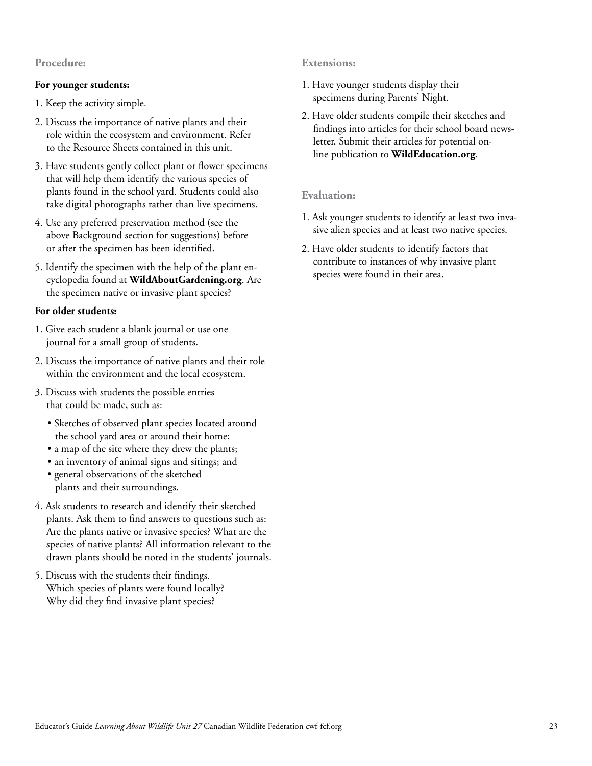## Procedure:

**For younger students:**

1. Keep the activity simple.
2. Discuss the importance of native plants and their role within the ecosystem and environment. Refer to the Resource Sheets contained in this unit.
3. Have students gently collect plant or flower specimens that will help them identify the various species of plants found in the school yard. Students could also take digital photographs rather than live specimens.
4. Use any preferred preservation method (see the above Background section for suggestions) before or after the specimen has been identified.
5. Identify the specimen with the help of the plant encyclopedia found at **WildAboutGardening.org**. Are the specimen native or invasive plant species?

**For older students:**

1. Give each student a blank journal or use one journal for a small group of students.
2. Discuss the importance of native plants and their role within the environment and the local ecosystem.
3. Discuss with students the possible entries that could be made, such as:
   - Sketches of observed plant species located around the school yard area or around their home;
   - a map of the site where they drew the plants;
   - an inventory of animal signs and sitings; and
   - general observations of the sketched plants and their surroundings.
4. Ask students to research and identify their sketched plants. Ask them to find answers to questions such as: Are the plants native or invasive species? What are the species of native plants? All information relevant to the drawn plants should be noted in the students' journals.
5. Discuss with the students their findings. Which species of plants were found locally? Why did they find invasive plant species?

## Extensions:

1. Have younger students display their specimens during Parents' Night.
2. Have older students compile their sketches and findings into articles for their school board newsletter. Submit their articles for potential online publication to **WildEducation.org**.

## Evaluation:

1. Ask younger students to identify at least two invasive alien species and at least two native species.
2. Have older students to identify factors that contribute to instances of why invasive plant species were found in their area.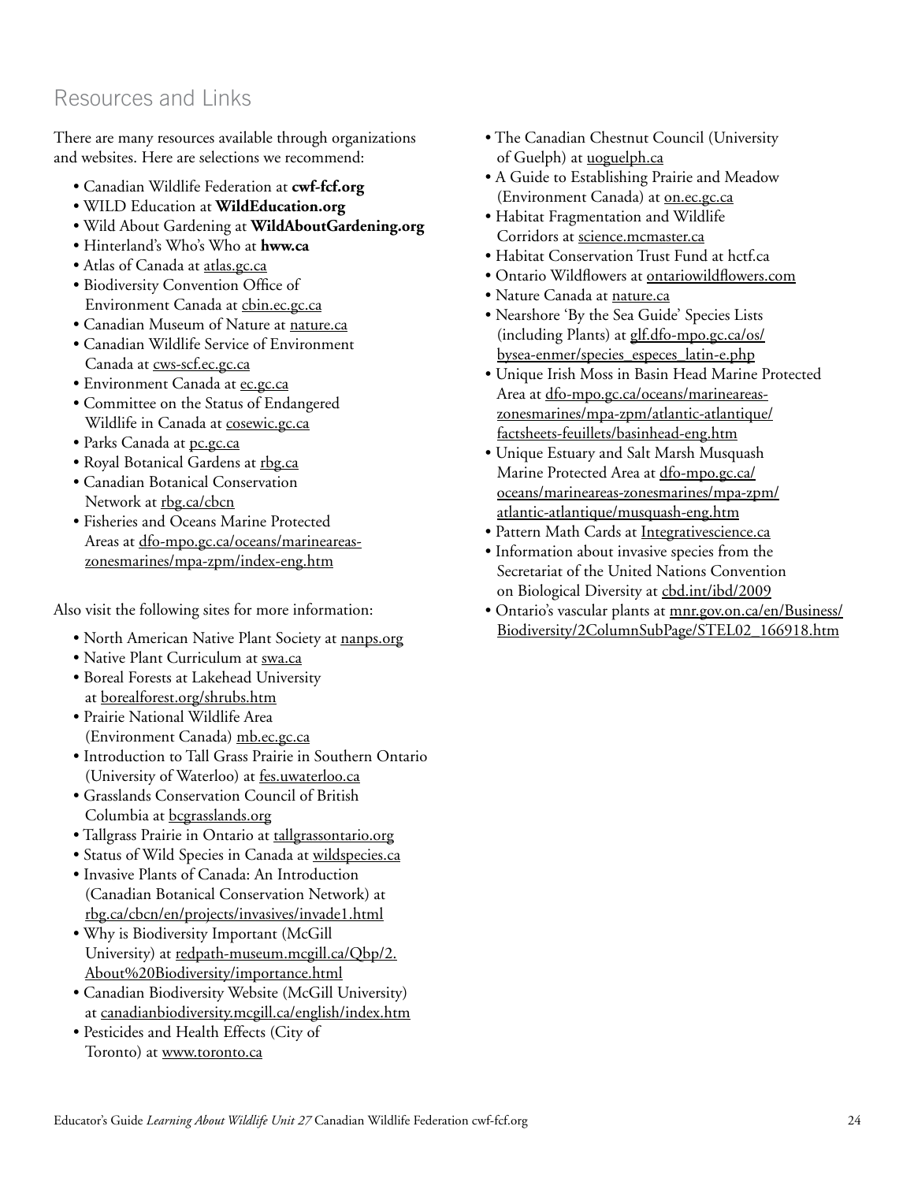## Resources and Links

There are many resources available through organizations and websites. Here are selections we recommend:

- Canadian Wildlife Federation at **cwf-fcf.org**
- WILD Education at **WildEducation.org**
- Wild About Gardening at **WildAboutGardening.org**
- Hinterland's Who's Who at **hww.ca**
- Atlas of Canada at atlas.gc.ca
- Biodiversity Convention Office of Environment Canada at cbin.ec.gc.ca
- Canadian Museum of Nature at nature.ca
- Canadian Wildlife Service of Environment Canada at cws-scf.ec.gc.ca
- Environment Canada at ec.gc.ca
- Committee on the Status of Endangered Wildlife in Canada at cosewic.gc.ca
- Parks Canada at pc.gc.ca
- Royal Botanical Gardens at rbg.ca
- Canadian Botanical Conservation Network at rbg.ca/cbcn
- Fisheries and Oceans Marine Protected Areas at dfo-mpo.gc.ca/oceans/marineareas-zonesmarines/mpa-zpm/index-eng.htm

Also visit the following sites for more information:

- North American Native Plant Society at nanps.org
- Native Plant Curriculum at swa.ca
- Boreal Forests at Lakehead University at borealforest.org/shrubs.htm
- Prairie National Wildlife Area (Environment Canada) mb.ec.gc.ca
- Introduction to Tall Grass Prairie in Southern Ontario (University of Waterloo) at fes.uwaterloo.ca
- Grasslands Conservation Council of British Columbia at bcgrasslands.org
- Tallgrass Prairie in Ontario at tallgrassontario.org
- Status of Wild Species in Canada at wildspecies.ca
- Invasive Plants of Canada: An Introduction (Canadian Botanical Conservation Network) at rbg.ca/cbcn/en/projects/invasives/invade1.html
- Why is Biodiversity Important (McGill University) at redpath-museum.mcgill.ca/Qbp/2.About%20Biodiversity/importance.html
- Canadian Biodiversity Website (McGill University) at canadianbiodiversity.mcgill.ca/english/index.htm
- Pesticides and Health Effects (City of Toronto) at www.toronto.ca
- The Canadian Chestnut Council (University of Guelph) at uoguelph.ca
- A Guide to Establishing Prairie and Meadow (Environment Canada) at on.ec.gc.ca
- Habitat Fragmentation and Wildlife Corridors at science.mcmaster.ca
- Habitat Conservation Trust Fund at hctf.ca
- Ontario Wildflowers at ontariowildflowers.com
- Nature Canada at nature.ca
- Nearshore 'By the Sea Guide' Species Lists (including Plants) at glf.dfo-mpo.gc.ca/os/bysea-enmer/species_especes_latin-e.php
- Unique Irish Moss in Basin Head Marine Protected Area at dfo-mpo.gc.ca/oceans/marineareas-zonesmarines/mpa-zpm/atlantic-atlantique/factsheets-feuillets/basinhead-eng.htm
- Unique Estuary and Salt Marsh Musquash Marine Protected Area at dfo-mpo.gc.ca/oceans/marineareas-zonesmarines/mpa-zpm/atlantic-atlantique/musquash-eng.htm
- Pattern Math Cards at Integrativescience.ca
- Information about invasive species from the Secretariat of the United Nations Convention on Biological Diversity at cbd.int/ibd/2009
- Ontario's vascular plants at mnr.gov.on.ca/en/Business/Biodiversity/2ColumnSubPage/STEL02_166918.htm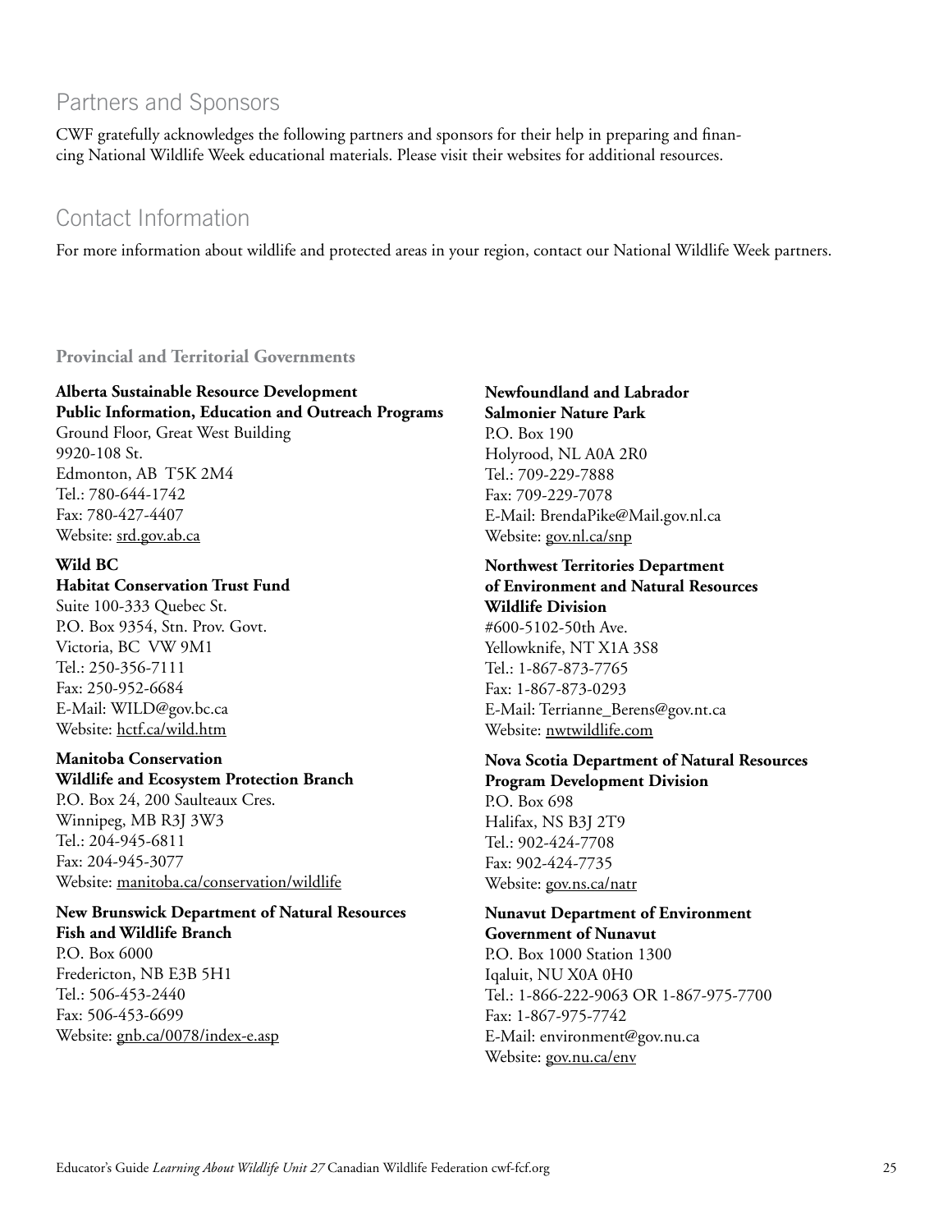## Partners and Sponsors

CWF gratefully acknowledges the following partners and sponsors for their help in preparing and financing National Wildlife Week educational materials. Please visit their websites for additional resources.

## Contact Information

For more information about wildlife and protected areas in your region, contact our National Wildlife Week partners.

### Provincial and Territorial Governments

**Alberta Sustainable Resource Development**
**Public Information, Education and Outreach Programs**
Ground Floor, Great West Building
9920-108 St.
Edmonton, AB T5K 2M4
Tel.: 780-644-1742
Fax: 780-427-4407
Website: srd.gov.ab.ca

**Wild BC**
**Habitat Conservation Trust Fund**
Suite 100-333 Quebec St.
P.O. Box 9354, Stn. Prov. Govt.
Victoria, BC VW 9M1
Tel.: 250-356-7111
Fax: 250-952-6684
E-Mail: WILD@gov.bc.ca
Website: hctf.ca/wild.htm

**Manitoba Conservation**
**Wildlife and Ecosystem Protection Branch**
P.O. Box 24, 200 Saulteaux Cres.
Winnipeg, MB R3J 3W3
Tel.: 204-945-6811
Fax: 204-945-3077
Website: manitoba.ca/conservation/wildlife

**New Brunswick Department of Natural Resources**
**Fish and Wildlife Branch**
P.O. Box 6000
Fredericton, NB E3B 5H1
Tel.: 506-453-2440
Fax: 506-453-6699
Website: gnb.ca/0078/index-e.asp

**Newfoundland and Labrador**
**Salmonier Nature Park**
P.O. Box 190
Holyrood, NL A0A 2R0
Tel.: 709-229-7888
Fax: 709-229-7078
E-Mail: BrendaPike@Mail.gov.nl.ca
Website: gov.nl.ca/snp

**Northwest Territories Department of Environment and Natural Resources**
**Wildlife Division**
#600-5102-50th Ave.
Yellowknife, NT X1A 3S8
Tel.: 1-867-873-7765
Fax: 1-867-873-0293
E-Mail: Terrianne_Berens@gov.nt.ca
Website: nwtwildlife.com

**Nova Scotia Department of Natural Resources**
**Program Development Division**
P.O. Box 698
Halifax, NS B3J 2T9
Tel.: 902-424-7708
Fax: 902-424-7735
Website: gov.ns.ca/natr

**Nunavut Department of Environment**
**Government of Nunavut**
P.O. Box 1000 Station 1300
Iqaluit, NU X0A 0H0
Tel.: 1-866-222-9063 OR 1-867-975-7700
Fax: 1-867-975-7742
E-Mail: environment@gov.nu.ca
Website: gov.nu.ca/env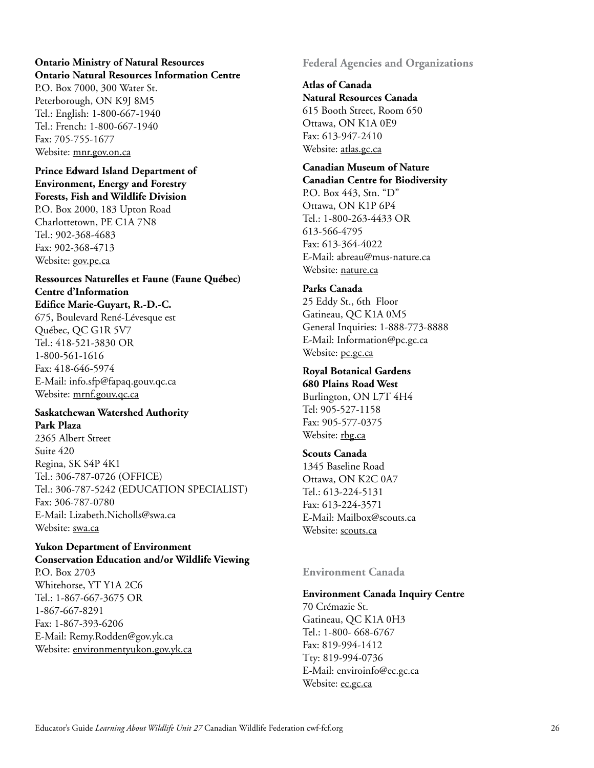**Ontario Ministry of Natural Resources**
**Ontario Natural Resources Information Centre**
P.O. Box 7000, 300 Water St.
Peterborough, ON K9J 8M5
Tel.: English: 1-800-667-1940
Tel.: French: 1-800-667-1940
Fax: 705-755-1677
Website: mnr.gov.on.ca

**Prince Edward Island Department of Environment, Energy and Forestry**
**Forests, Fish and Wildlife Division**
P.O. Box 2000, 183 Upton Road
Charlottetown, PE C1A 7N8
Tel.: 902-368-4683
Fax: 902-368-4713
Website: gov.pe.ca

**Ressources Naturelles et Faune (Faune Québec)**
**Centre d'Information**
**Edifice Marie-Guyart, R.-D.-C.**
675, Boulevard René-Lévesque est
Québec, QC G1R 5V7
Tel.: 418-521-3830 OR
1-800-561-1616
Fax: 418-646-5974
E-Mail: info.sfp@fapaq.gouv.qc.ca
Website: mrnf.gouv.qc.ca

**Saskatchewan Watershed Authority**
**Park Plaza**
2365 Albert Street
Suite 420
Regina, SK S4P 4K1
Tel.: 306-787-0726 (OFFICE)
Tel.: 306-787-5242 (EDUCATION SPECIALIST)
Fax: 306-787-0780
E-Mail: Lizabeth.Nicholls@swa.ca
Website: swa.ca

**Yukon Department of Environment**
**Conservation Education and/or Wildlife Viewing**
P.O. Box 2703
Whitehorse, YT Y1A 2C6
Tel.: 1-867-667-3675 OR
1-867-667-8291
Fax: 1-867-393-6206
E-Mail: Remy.Rodden@gov.yk.ca
Website: environmentyukon.gov.yk.ca

## Federal Agencies and Organizations

**Atlas of Canada**
**Natural Resources Canada**
615 Booth Street, Room 650
Ottawa, ON K1A 0E9
Fax: 613-947-2410
Website: atlas.gc.ca

**Canadian Museum of Nature**
**Canadian Centre for Biodiversity**
P.O. Box 443, Stn. "D"
Ottawa, ON K1P 6P4
Tel.: 1-800-263-4433 OR
613-566-4795
Fax: 613-364-4022
E-Mail: abreau@mus-nature.ca
Website: nature.ca

**Parks Canada**
25 Eddy St., 6th Floor
Gatineau, QC K1A 0M5
General Inquiries: 1-888-773-8888
E-Mail: Information@pc.gc.ca
Website: pc.gc.ca

**Royal Botanical Gardens**
**680 Plains Road West**
Burlington, ON L7T 4H4
Tel: 905-527-1158
Fax: 905-577-0375
Website: rbg.ca

**Scouts Canada**
1345 Baseline Road
Ottawa, ON K2C 0A7
Tel.: 613-224-5131
Fax: 613-224-3571
E-Mail: Mailbox@scouts.ca
Website: scouts.ca

## Environment Canada

**Environment Canada Inquiry Centre**
70 Crémazie St.
Gatineau, QC K1A 0H3
Tel.: 1-800- 668-6767
Fax: 819-994-1412
Tty: 819-994-0736
E-Mail: enviroinfo@ec.gc.ca
Website: ec.gc.ca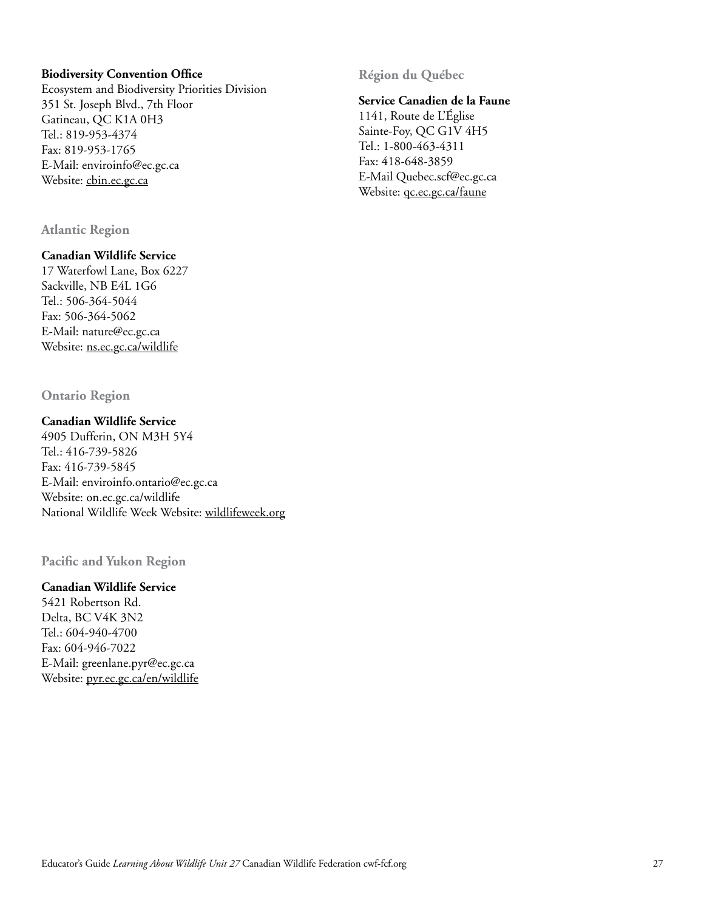**Biodiversity Convention Office**
Ecosystem and Biodiversity Priorities Division
351 St. Joseph Blvd., 7th Floor
Gatineau, QC K1A 0H3
Tel.: 819-953-4374
Fax: 819-953-1765
E-Mail: enviroinfo@ec.gc.ca
Website: cbin.ec.gc.ca

### Atlantic Region

**Canadian Wildlife Service**
17 Waterfowl Lane, Box 6227
Sackville, NB E4L 1G6
Tel.: 506-364-5044
Fax: 506-364-5062
E-Mail: nature@ec.gc.ca
Website: ns.ec.gc.ca/wildlife

### Ontario Region

**Canadian Wildlife Service**
4905 Dufferin, ON M3H 5Y4
Tel.: 416-739-5826
Fax: 416-739-5845
E-Mail: enviroinfo.ontario@ec.gc.ca
Website: on.ec.gc.ca/wildlife
National Wildlife Week Website: wildlifeweek.org

### Pacific and Yukon Region

**Canadian Wildlife Service**
5421 Robertson Rd.
Delta, BC V4K 3N2
Tel.: 604-940-4700
Fax: 604-946-7022
E-Mail: greenlane.pyr@ec.gc.ca
Website: pyr.ec.gc.ca/en/wildlife

### Région du Québec

**Service Canadien de la Faune**
1141, Route de L'Église
Sainte-Foy, QC G1V 4H5
Tel.: 1-800-463-4311
Fax: 418-648-3859
E-Mail Quebec.scf@ec.gc.ca
Website: qc.ec.gc.ca/faune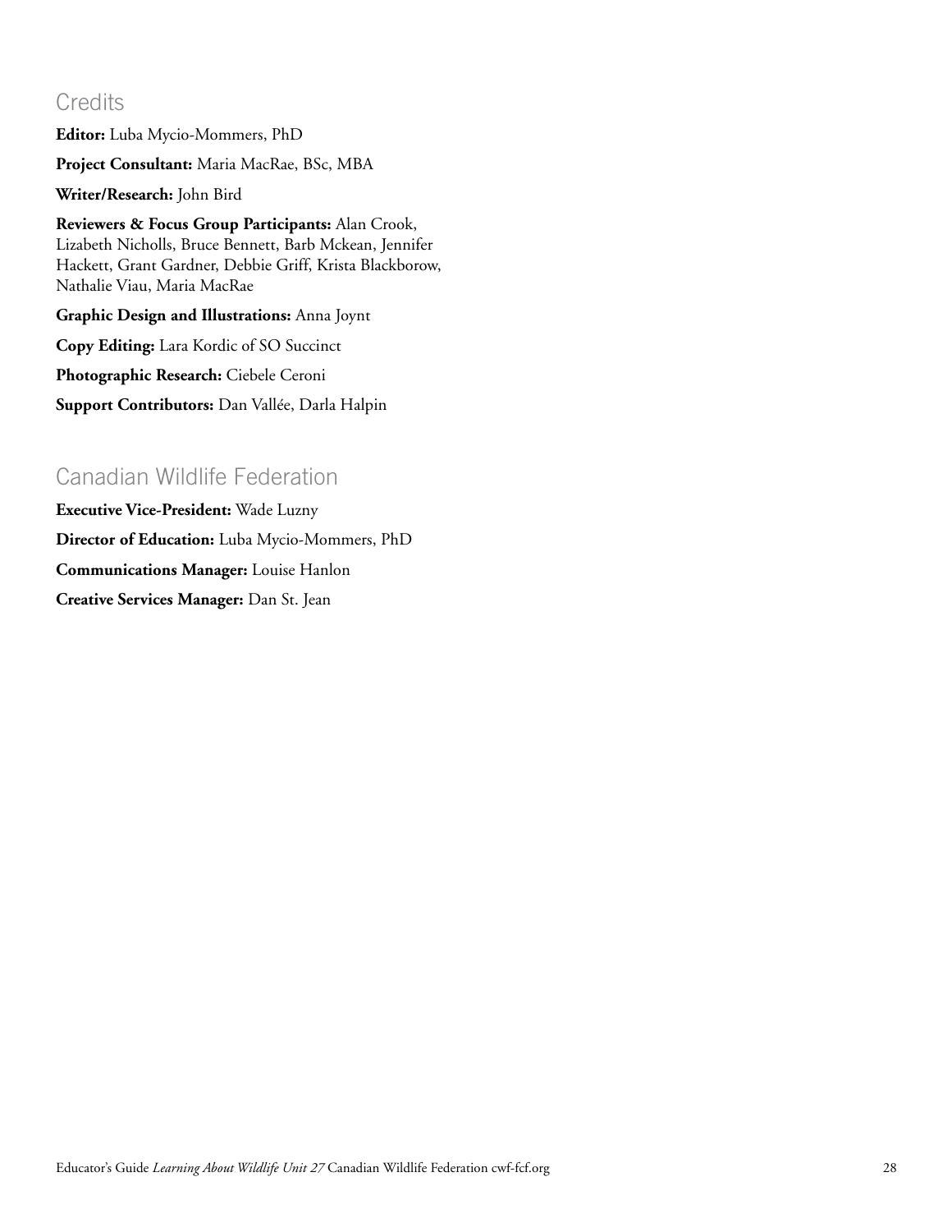## Credits

**Editor:** Luba Mycio-Mommers, PhD

**Project Consultant:** Maria MacRae, BSc, MBA

**Writer/Research:** John Bird

**Reviewers & Focus Group Participants:** Alan Crook, Lizabeth Nicholls, Bruce Bennett, Barb Mckean, Jennifer Hackett, Grant Gardner, Debbie Griff, Krista Blackborow, Nathalie Viau, Maria MacRae

**Graphic Design and Illustrations:** Anna Joynt

**Copy Editing:** Lara Kordic of SO Succinct

**Photographic Research:** Ciebele Ceroni

**Support Contributors:** Dan Vallée, Darla Halpin

## Canadian Wildlife Federation

**Executive Vice-President:** Wade Luzny

**Director of Education:** Luba Mycio-Mommers, PhD

**Communications Manager:** Louise Hanlon

**Creative Services Manager:** Dan St. Jean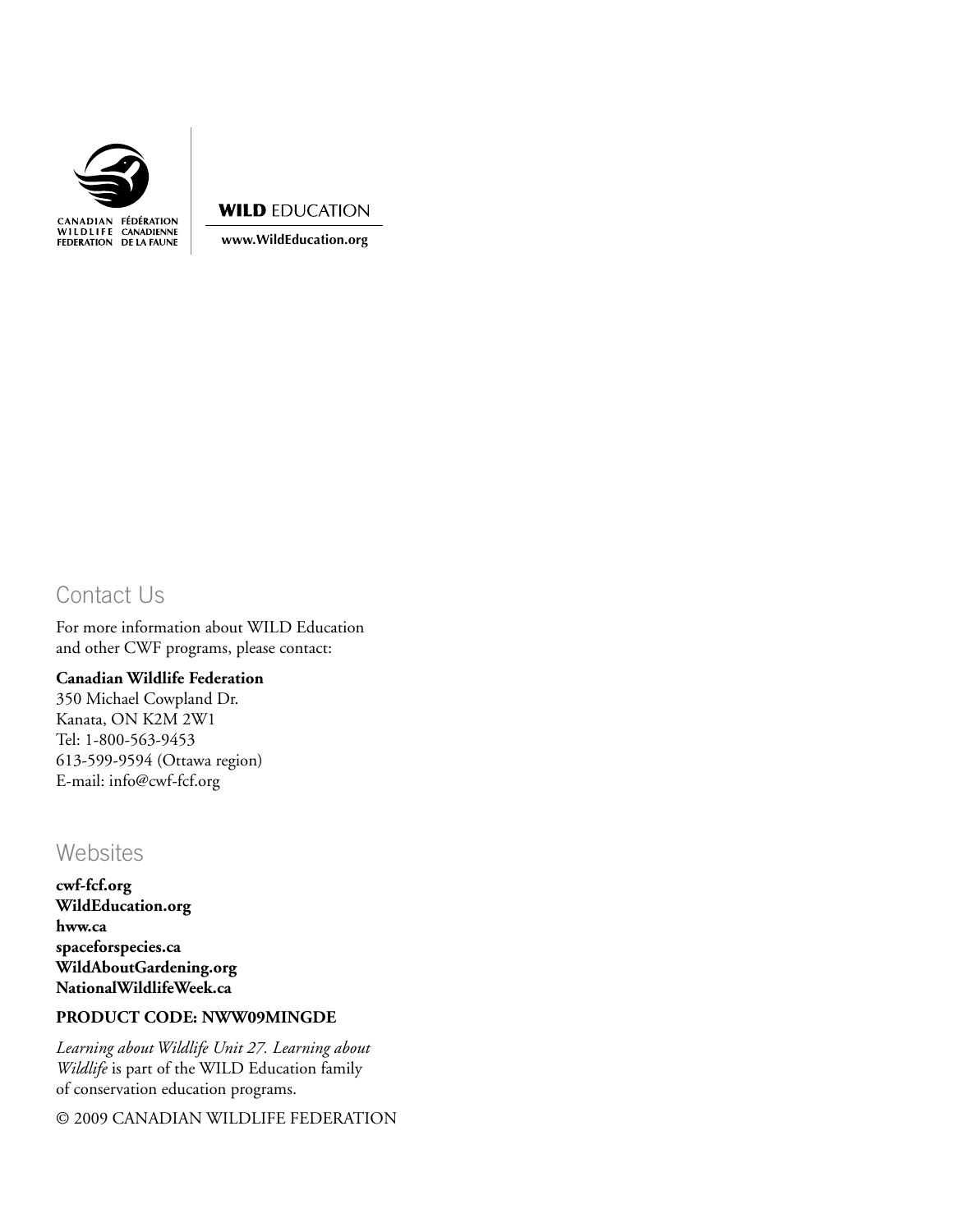CANADIAN WILDLIFE FEDERATION
FÉDÉRATION CANADIENNE DE LA FAUNE

**WILD** EDUCATION

**www.WildEducation.org**

## Contact Us

For more information about WILD Education and other CWF programs, please contact:

**Canadian Wildlife Federation**
350 Michael Cowpland Dr.
Kanata, ON K2M 2W1
Tel: 1-800-563-9453
613-599-9594 (Ottawa region)
E-mail: info@cwf-fcf.org

## Websites

**cwf-fcf.org**
**WildEducation.org**
**hww.ca**
**spaceforspecies.ca**
**WildAboutGardening.org**
**NationalWildlifeWeek.ca**

**PRODUCT CODE: NWW09MINGDE**

*Learning about Wildlife Unit 27. Learning about Wildlife* is part of the WILD Education family of conservation education programs.

© 2009 CANADIAN WILDLIFE FEDERATION